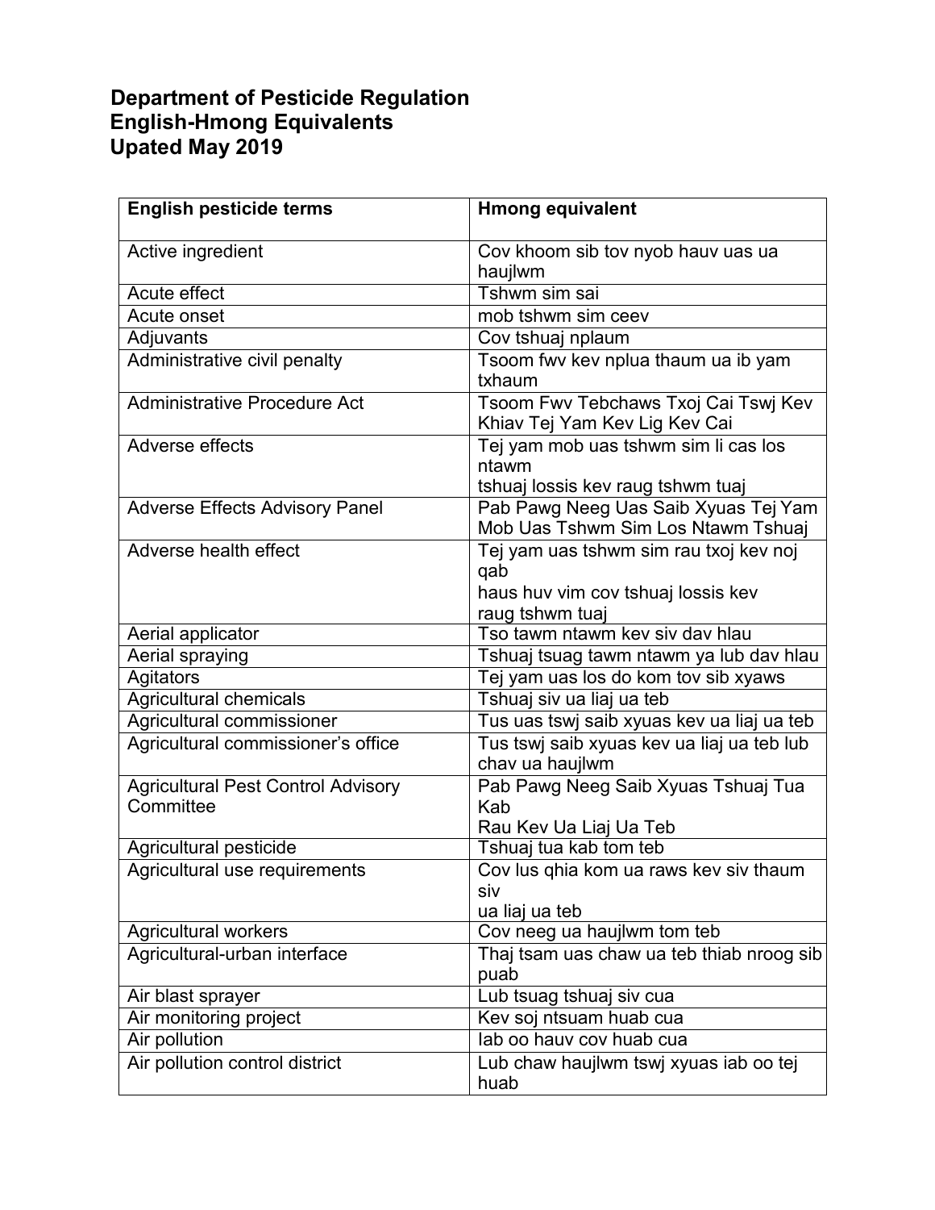**Department of Pesticide Regulation**
**English-Hmong Equivalents**
**Upated May 2019**

| English pesticide terms | Hmong equivalent |
| --- | --- |
| Active ingredient | Cov khoom sib tov nyob hauv uas ua haujlwm |
| Acute effect | Tshwm sim sai |
| Acute onset | mob tshwm sim ceev |
| Adjuvants | Cov tshuaj nplaum |
| Administrative civil penalty | Tsoom fwv kev nplua thaum ua ib yam txhaum |
| Administrative Procedure Act | Tsoom Fwv Tebchaws Txoj Cai Tswj Kev Khiav Tej Yam Kev Lig Kev Cai |
| Adverse effects | Tej yam mob uas tshwm sim li cas los ntawm tshuaj lossis kev raug tshwm tuaj |
| Adverse Effects Advisory Panel | Pab Pawg Neeg Uas Saib Xyuas Tej Yam Mob Uas Tshwm Sim Los Ntawm Tshuaj |
| Adverse health effect | Tej yam uas tshwm sim rau txoj kev noj qab haus huv vim cov tshuaj lossis kev raug tshwm tuaj |
| Aerial applicator | Tso tawm ntawm kev siv dav hlau |
| Aerial spraying | Tshuaj tsuag tawm ntawm ya lub dav hlau |
| Agitators | Tej yam uas los do kom tov sib xyaws |
| Agricultural chemicals | Tshuaj siv ua liaj ua teb |
| Agricultural commissioner | Tus uas tswj saib xyuas kev ua liaj ua teb |
| Agricultural commissioner's office | Tus tswj saib xyuas kev ua liaj ua teb lub chav ua haujlwm |
| Agricultural Pest Control Advisory Committee | Pab Pawg Neeg Saib Xyuas Tshuaj Tua Kab Rau Kev Ua Liaj Ua Teb |
| Agricultural pesticide | Tshuaj tua kab tom teb |
| Agricultural use requirements | Cov lus qhia kom ua raws kev siv thaum siv ua liaj ua teb |
| Agricultural workers | Cov neeg ua haujlwm tom teb |
| Agricultural-urban interface | Thaj tsam uas chaw ua teb thiab nroog sib puab |
| Air blast sprayer | Lub tsuag tshuaj siv cua |
| Air monitoring project | Kev soj ntsuam huab cua |
| Air pollution | Iab oo hauv cov huab cua |
| Air pollution control district | Lub chaw haujlwm tswj xyuas iab oo tej huab |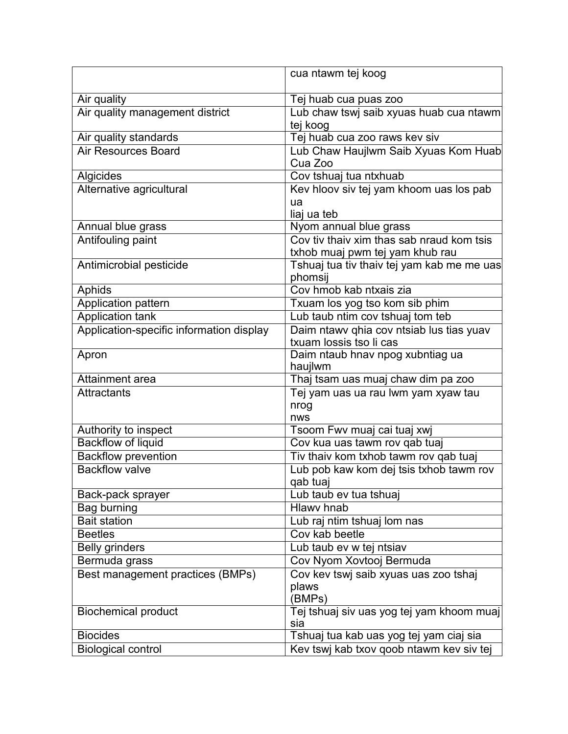| | |
|---|---|
| | cua ntawm tej koog |
| Air quality | Tej huab cua puas zoo |
| Air quality management district | Lub chaw tswj saib xyuas huab cua ntawm tej koog |
| Air quality standards | Tej huab cua zoo raws kev siv |
| Air Resources Board | Lub Chaw Haujlwm Saib Xyuas Kom Huab Cua Zoo |
| Algicides | Cov tshuaj tua ntxhuab |
| Alternative agricultural | Kev hloov siv tej yam khoom uas los pab ua liaj ua teb |
| Annual blue grass | Nyom annual blue grass |
| Antifouling paint | Cov tiv thaiv xim thas sab nraud kom tsis txhob muaj pwm tej yam khub rau |
| Antimicrobial pesticide | Tshuaj tua tiv thaiv tej yam kab me me uas phomsij |
| Aphids | Cov hmob kab ntxais zia |
| Application pattern | Txuam los yog tso kom sib phim |
| Application tank | Lub taub ntim cov tshuaj tom teb |
| Application-specific information display | Daim ntawv qhia cov ntsiab lus tias yuav txuam lossis tso li cas |
| Apron | Daim ntaub hnav npog xubntiag ua haujlwm |
| Attainment area | Thaj tsam uas muaj chaw dim pa zoo |
| Attractants | Tej yam uas ua rau lwm yam xyaw tau nrog nws |
| Authority to inspect | Tsoom Fwv muaj cai tuaj xwj |
| Backflow of liquid | Cov kua uas tawm rov qab tuaj |
| Backflow prevention | Tiv thaiv kom txhob tawm rov qab tuaj |
| Backflow valve | Lub pob kaw kom dej tsis txhob tawm rov qab tuaj |
| Back-pack sprayer | Lub taub ev tua tshuaj |
| Bag burning | Hlawv hnab |
| Bait station | Lub raj ntim tshuaj lom nas |
| Beetles | Cov kab beetle |
| Belly grinders | Lub taub ev w tej ntsiav |
| Bermuda grass | Cov Nyom Xovtooj Bermuda |
| Best management practices (BMPs) | Cov kev tswj saib xyuas uas zoo tshaj plaws (BMPs) |
| Biochemical product | Tej tshuaj siv uas yog tej yam khoom muaj sia |
| Biocides | Tshuaj tua kab uas yog tej yam ciaj sia |
| Biological control | Kev tswj kab txov qoob ntawm kev siv tej |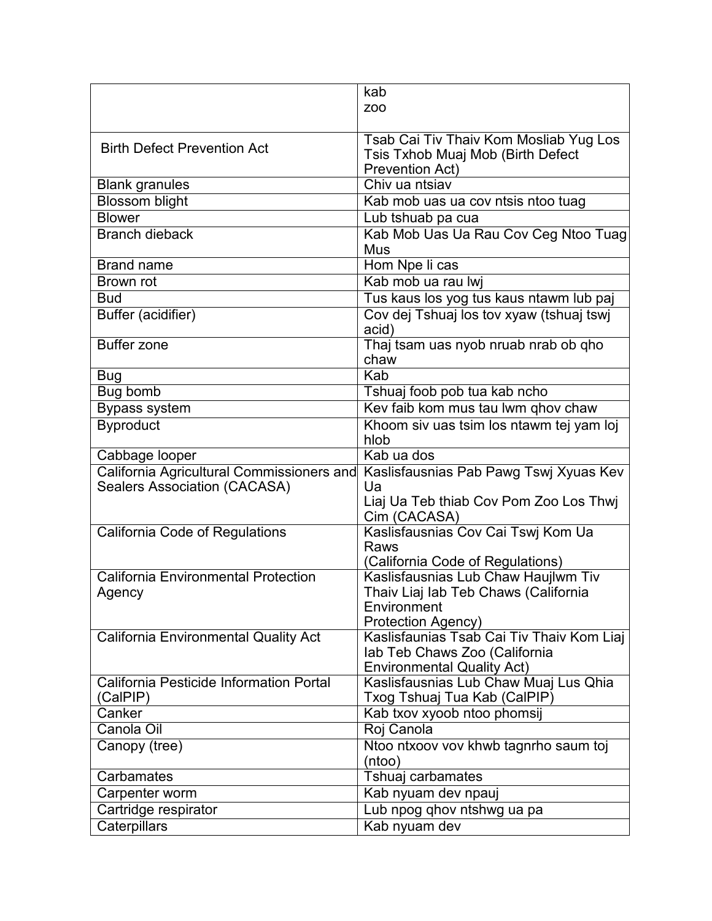| | |
|---|---|
| | kab<br>zoo |
| Birth Defect Prevention Act | Tsab Cai Tiv Thaiv Kom Mosliab Yug Los Tsis Txhob Muaj Mob (Birth Defect Prevention Act) |
| Blank granules | Chiv ua ntsiav |
| Blossom blight | Kab mob uas ua cov ntsis ntoo tuag |
| Blower | Lub tshuab pa cua |
| Branch dieback | Kab Mob Uas Ua Rau Cov Ceg Ntoo Tuag Mus |
| Brand name | Hom Npe li cas |
| Brown rot | Kab mob ua rau lwj |
| Bud | Tus kaus los yog tus kaus ntawm lub paj |
| Buffer (acidifier) | Cov dej Tshuaj los tov xyaw (tshuaj tswj acid) |
| Buffer zone | Thaj tsam uas nyob nruab nrab ob qho chaw |
| Bug | Kab |
| Bug bomb | Tshuaj foob pob tua kab ncho |
| Bypass system | Kev faib kom mus tau lwm qhov chaw |
| Byproduct | Khoom siv uas tsim los ntawm tej yam loj hlob |
| Cabbage looper | Kab ua dos |
| California Agricultural Commissioners and Sealers Association (CACASA) | Kaslisfausnias Pab Pawg Tswj Xyuas Kev Ua<br>Liaj Ua Teb thiab Cov Pom Zoo Los Thwj Cim (CACASA) |
| California Code of Regulations | Kaslisfausnias Cov Cai Tswj Kom Ua Raws<br>(California Code of Regulations) |
| California Environmental Protection Agency | Kaslisfausnias Lub Chaw Haujlwm Tiv Thaiv Liaj Iab Teb Chaws (California Environment<br>Protection Agency) |
| California Environmental Quality Act | Kaslisfaunias Tsab Cai Tiv Thaiv Kom Liaj Iab Teb Chaws Zoo (California Environmental Quality Act) |
| California Pesticide Information Portal (CalPIP) | Kaslisfausnias Lub Chaw Muaj Lus Qhia Txog Tshuaj Tua Kab (CalPIP) |
| Canker | Kab txov xyoob ntoo phomsij |
| Canola Oil | Roj Canola |
| Canopy (tree) | Ntoo ntxoov vov khwb tagnrho saum toj (ntoo) |
| Carbamates | Tshuaj carbamates |
| Carpenter worm | Kab nyuam dev npauj |
| Cartridge respirator | Lub npog qhov ntshwg ua pa |
| Caterpillars | Kab nyuam dev |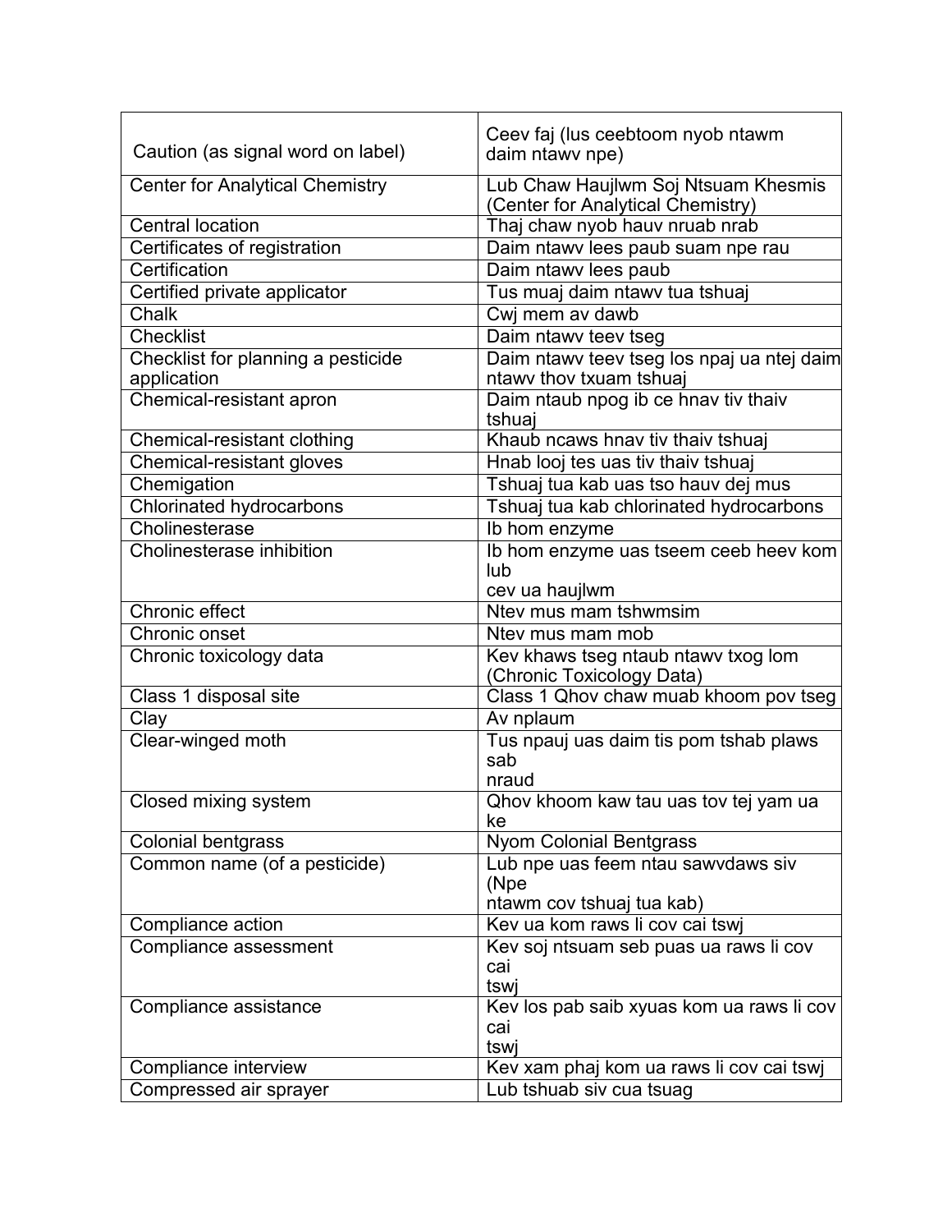| Caution (as signal word on label) | Ceev faj (lus ceebtoom nyob ntawm daim ntawv npe) |
|---|---|
| Center for Analytical Chemistry | Lub Chaw Haujlwm Soj Ntsuam Khesmis (Center for Analytical Chemistry) |
| Central location | Thaj chaw nyob hauv nruab nrab |
| Certificates of registration | Daim ntawv lees paub suam npe rau |
| Certification | Daim ntawv lees paub |
| Certified private applicator | Tus muaj daim ntawv tua tshuaj |
| Chalk | Cwj mem av dawb |
| Checklist | Daim ntawv teev tseg |
| Checklist for planning a pesticide application | Daim ntawv teev tseg los npaj ua ntej daim ntawv thov txuam tshuaj |
| Chemical-resistant apron | Daim ntaub npog ib ce hnav tiv thaiv tshuaj |
| Chemical-resistant clothing | Khaub ncaws hnav tiv thaiv tshuaj |
| Chemical-resistant gloves | Hnab looj tes uas tiv thaiv tshuaj |
| Chemigation | Tshuaj tua kab uas tso hauv dej mus |
| Chlorinated hydrocarbons | Tshuaj tua kab chlorinated hydrocarbons |
| Cholinesterase | Ib hom enzyme |
| Cholinesterase inhibition | Ib hom enzyme uas tseem ceeb heev kom lub cev ua haujlwm |
| Chronic effect | Ntev mus mam tshwmsim |
| Chronic onset | Ntev mus mam mob |
| Chronic toxicology data | Kev khaws tseg ntaub ntawv txog lom (Chronic Toxicology Data) |
| Class 1 disposal site | Class 1 Qhov chaw muab khoom pov tseg |
| Clay | Av nplaum |
| Clear-winged moth | Tus npauj uas daim tis pom tshab plaws sab nraud |
| Closed mixing system | Qhov khoom kaw tau uas tov tej yam ua ke |
| Colonial bentgrass | Nyom Colonial Bentgrass |
| Common name (of a pesticide) | Lub npe uas feem ntau sawvdaws siv (Npe ntawm cov tshuaj tua kab) |
| Compliance action | Kev ua kom raws li cov cai tswj |
| Compliance assessment | Kev soj ntsuam seb puas ua raws li cov cai tswj |
| Compliance assistance | Kev los pab saib xyuas kom ua raws li cov cai tswj |
| Compliance interview | Kev xam phaj kom ua raws li cov cai tswj |
| Compressed air sprayer | Lub tshuab siv cua tsuag |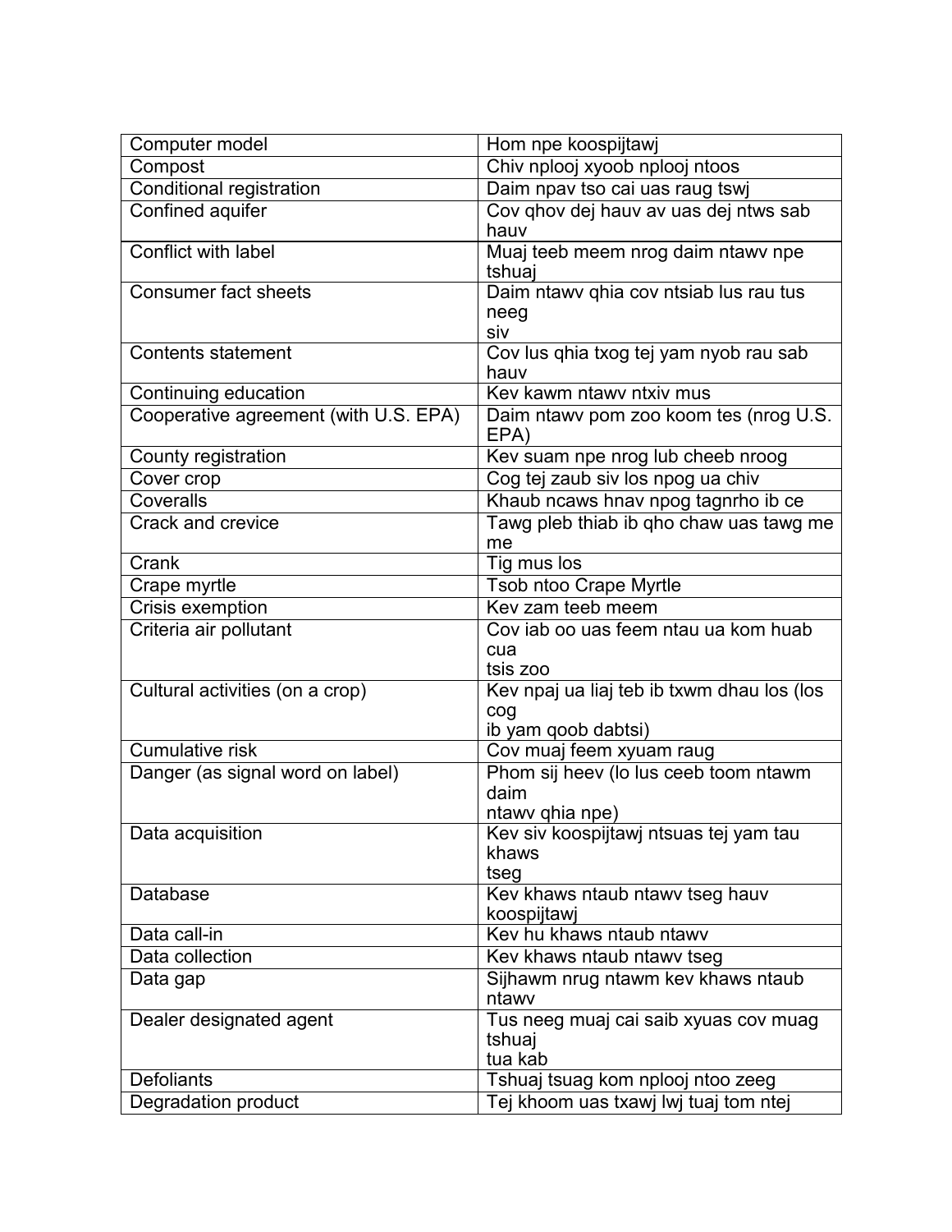| Computer model | Hom npe koospijtawj |
|---|---|
| Compost | Chiv nplooj xyoob nplooj ntoos |
| Conditional registration | Daim npav tso cai uas raug tswj |
| Confined aquifer | Cov qhov dej hauv av uas dej ntws sab hauv |
| Conflict with label | Muaj teeb meem nrog daim ntawv npe tshuaj |
| Consumer fact sheets | Daim ntawv qhia cov ntsiab lus rau tus neeg siv |
| Contents statement | Cov lus qhia txog tej yam nyob rau sab hauv |
| Continuing education | Kev kawm ntawv ntxiv mus |
| Cooperative agreement (with U.S. EPA) | Daim ntawv pom zoo koom tes (nrog U.S. EPA) |
| County registration | Kev suam npe nrog lub cheeb nroog |
| Cover crop | Cog tej zaub siv los npog ua chiv |
| Coveralls | Khaub ncaws hnav npog tagnrho ib ce |
| Crack and crevice | Tawg pleb thiab ib qho chaw uas tawg me me |
| Crank | Tig mus los |
| Crape myrtle | Tsob ntoo Crape Myrtle |
| Crisis exemption | Kev zam teeb meem |
| Criteria air pollutant | Cov iab oo uas feem ntau ua kom huab cua tsis zoo |
| Cultural activities (on a crop) | Kev npaj ua liaj teb ib txwm dhau los (los cog ib yam qoob dabtsi) |
| Cumulative risk | Cov muaj feem xyuam raug |
| Danger (as signal word on label) | Phom sij heev (lo lus ceeb toom ntawm daim ntawv qhia npe) |
| Data acquisition | Kev siv koospijtawj ntsuas tej yam tau khaws tseg |
| Database | Kev khaws ntaub ntawv tseg hauv koospijtawj |
| Data call-in | Kev hu khaws ntaub ntawv |
| Data collection | Kev khaws ntaub ntawv tseg |
| Data gap | Sijhawm nrug ntawm kev khaws ntaub ntawv |
| Dealer designated agent | Tus neeg muaj cai saib xyuas cov muag tshuaj tua kab |
| Defoliants | Tshuaj tsuag kom nplooj ntoo zeeg |
| Degradation product | Tej khoom uas txawj lwj tuaj tom ntej |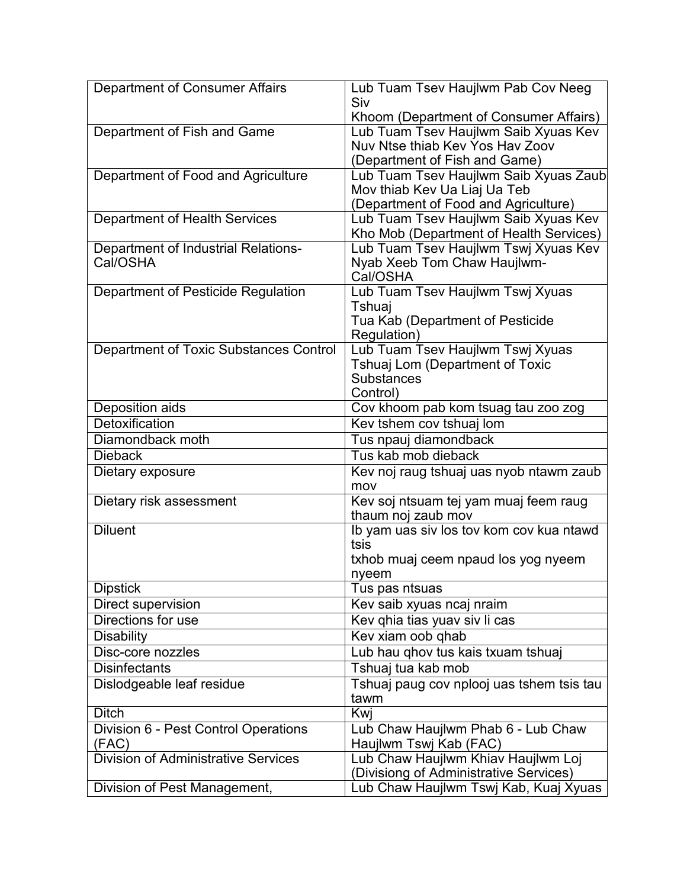| Department of Consumer Affairs | Lub Tuam Tsev Haujlwm Pab Cov Neeg Siv Khoom (Department of Consumer Affairs) |
|---|---|
| Department of Fish and Game | Lub Tuam Tsev Haujlwm Saib Xyuas Kev Nuv Ntse thiab Kev Yos Hav Zoov (Department of Fish and Game) |
| Department of Food and Agriculture | Lub Tuam Tsev Haujlwm Saib Xyuas Zaub Mov thiab Kev Ua Liaj Ua Teb (Department of Food and Agriculture) |
| Department of Health Services | Lub Tuam Tsev Haujlwm Saib Xyuas Kev Kho Mob (Department of Health Services) |
| Department of Industrial Relations-Cal/OSHA | Lub Tuam Tsev Haujlwm Tswj Xyuas Kev Nyab Xeeb Tom Chaw Haujlwm-Cal/OSHA |
| Department of Pesticide Regulation | Lub Tuam Tsev Haujlwm Tswj Xyuas Tshuaj Tua Kab (Department of Pesticide Regulation) |
| Department of Toxic Substances Control | Lub Tuam Tsev Haujlwm Tswj Xyuas Tshuaj Lom (Department of Toxic Substances Control) |
| Deposition aids | Cov khoom pab kom tsuag tau zoo zog |
| Detoxification | Kev tshem cov tshuaj lom |
| Diamondback moth | Tus npauj diamondback |
| Dieback | Tus kab mob dieback |
| Dietary exposure | Kev noj raug tshuaj uas nyob ntawm zaub mov |
| Dietary risk assessment | Kev soj ntsuam tej yam muaj feem raug thaum noj zaub mov |
| Diluent | Ib yam uas siv los tov kom cov kua ntawd tsis txhob muaj ceem npaud los yog nyeem nyeem |
| Dipstick | Tus pas ntsuas |
| Direct supervision | Kev saib xyuas ncaj nraim |
| Directions for use | Kev qhia tias yuav siv li cas |
| Disability | Kev xiam oob qhab |
| Disc-core nozzles | Lub hau qhov tus kais txuam tshuaj |
| Disinfectants | Tshuaj tua kab mob |
| Dislodgeable leaf residue | Tshuaj paug cov nplooj uas tshem tsis tau tawm |
| Ditch | Kwj |
| Division 6 - Pest Control Operations (FAC) | Lub Chaw Haujlwm Phab 6 - Lub Chaw Haujlwm Tswj Kab (FAC) |
| Division of Administrative Services | Lub Chaw Haujlwm Khiav Haujlwm Loj (Divisiong of Administrative Services) |
| Division of Pest Management, | Lub Chaw Haujlwm Tswj Kab, Kuaj Xyuas |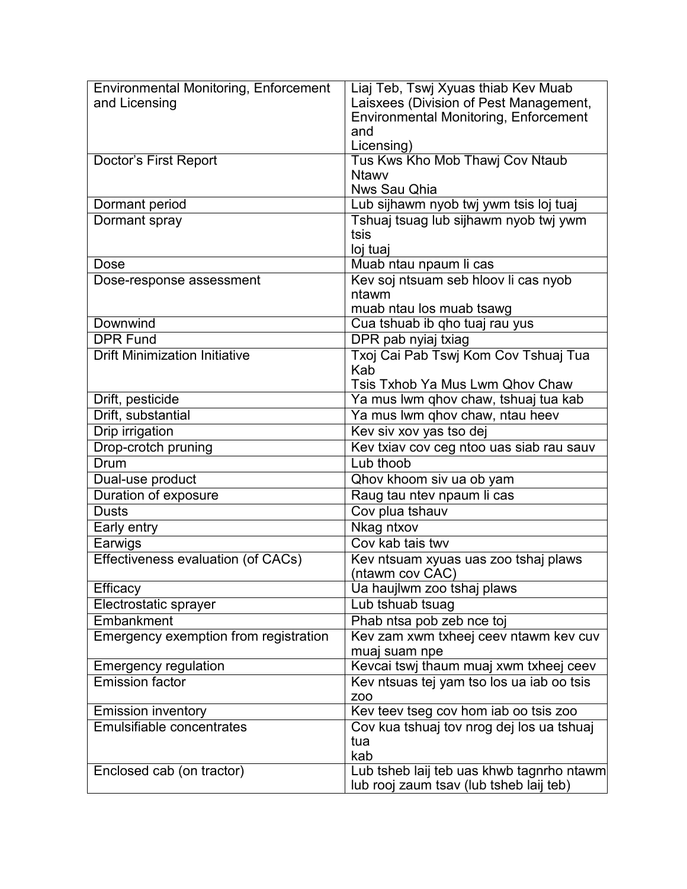| Environmental Monitoring, Enforcement and Licensing | Liaj Teb, Tswj Xyuas thiab Kev Muab Laisxees (Division of Pest Management, Environmental Monitoring, Enforcement and Licensing) |
|---|---|
| Doctor's First Report | Tus Kws Kho Mob Thawj Cov Ntaub Ntawv Nws Sau Qhia |
| Dormant period | Lub sijhawm nyob twj ywm tsis loj tuaj |
| Dormant spray | Tshuaj tsuag lub sijhawm nyob twj ywm tsis loj tuaj |
| Dose | Muab ntau npaum li cas |
| Dose-response assessment | Kev soj ntsuam seb hloov li cas nyob ntawm muab ntau los muab tsawg |
| Downwind | Cua tshuab ib qho tuaj rau yus |
| DPR Fund | DPR pab nyiaj txiag |
| Drift Minimization Initiative | Txoj Cai Pab Tswj Kom Cov Tshuaj Tua Kab Tsis Txhob Ya Mus Lwm Qhov Chaw |
| Drift, pesticide | Ya mus lwm qhov chaw, tshuaj tua kab |
| Drift, substantial | Ya mus lwm qhov chaw, ntau heev |
| Drip irrigation | Kev siv xov yas tso dej |
| Drop-crotch pruning | Kev txiav cov ceg ntoo uas siab rau sauv |
| Drum | Lub thoob |
| Dual-use product | Qhov khoom siv ua ob yam |
| Duration of exposure | Raug tau ntev npaum li cas |
| Dusts | Cov plua tshauv |
| Early entry | Nkag ntxov |
| Earwigs | Cov kab tais twv |
| Effectiveness evaluation (of CACs) | Kev ntsuam xyuas uas zoo tshaj plaws (ntawm cov CAC) |
| Efficacy | Ua haujlwm zoo tshaj plaws |
| Electrostatic sprayer | Lub tshuab tsuag |
| Embankment | Phab ntsa pob zeb nce toj |
| Emergency exemption from registration | Kev zam xwm txheej ceev ntawm kev cuv muaj suam npe |
| Emergency regulation | Kevcai tswj thaum muaj xwm txheej ceev |
| Emission factor | Kev ntsuas tej yam tso los ua iab oo tsis zoo |
| Emission inventory | Kev teev tseg cov hom iab oo tsis zoo |
| Emulsifiable concentrates | Cov kua tshuaj tov nrog dej los ua tshuaj tua kab |
| Enclosed cab (on tractor) | Lub tsheb laij teb uas khwb tagnrho ntawm lub rooj zaum tsav (lub tsheb laij teb) |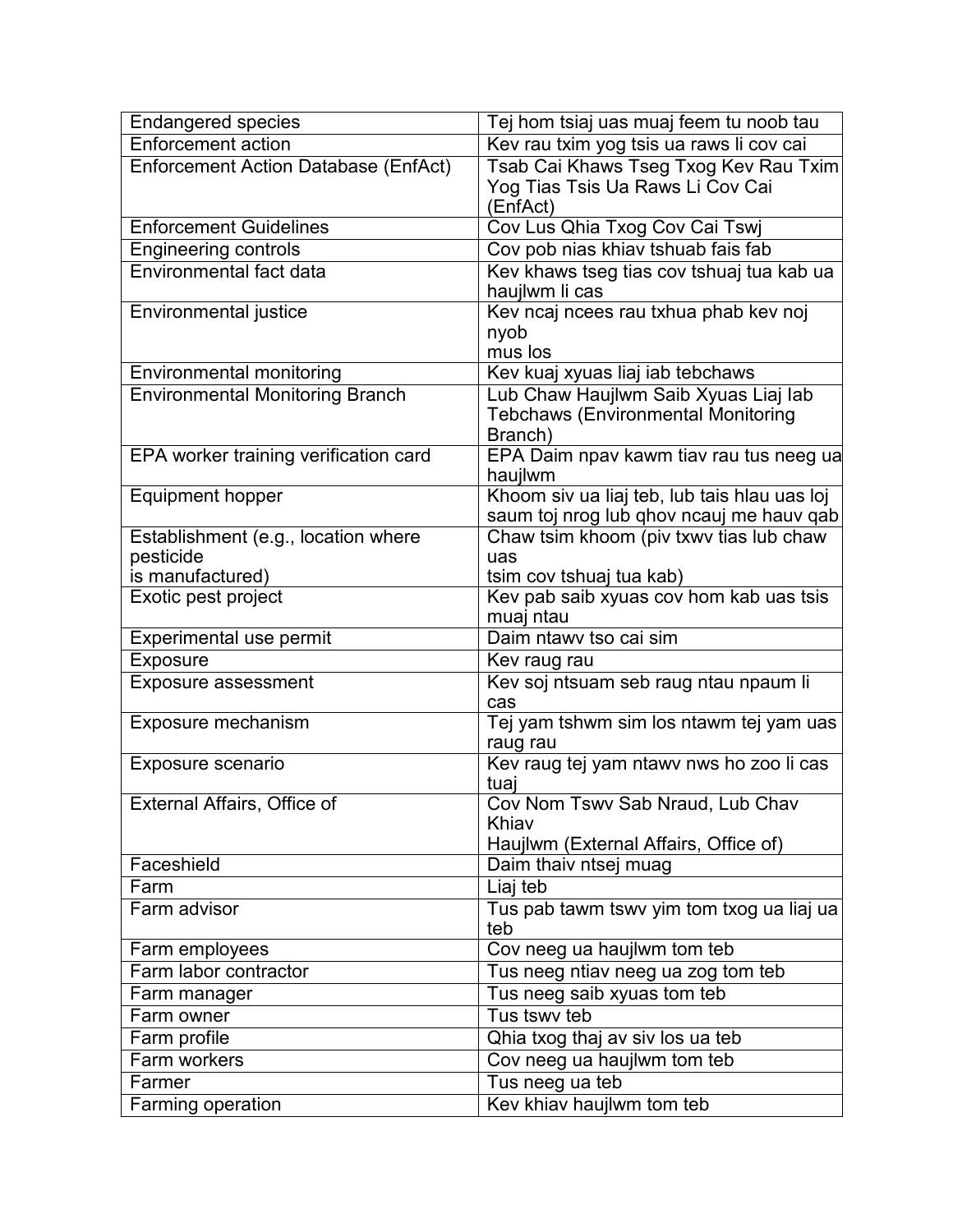| Endangered species | Tej hom tsiaj uas muaj feem tu noob tau |
|---|---|
| Enforcement action | Kev rau txim yog tsis ua raws li cov cai |
| Enforcement Action Database (EnfAct) | Tsab Cai Khaws Tseg Txog Kev Rau Txim Yog Tias Tsis Ua Raws Li Cov Cai (EnfAct) |
| Enforcement Guidelines | Cov Lus Qhia Txog Cov Cai Tswj |
| Engineering controls | Cov pob nias khiav tshuab fais fab |
| Environmental fact data | Kev khaws tseg tias cov tshuaj tua kab ua haujlwm li cas |
| Environmental justice | Kev ncaj ncees rau txhua phab kev noj nyob mus los |
| Environmental monitoring | Kev kuaj xyuas liaj iab tebchaws |
| Environmental Monitoring Branch | Lub Chaw Haujlwm Saib Xyuas Liaj Iab Tebchaws (Environmental Monitoring Branch) |
| EPA worker training verification card | EPA Daim npav kawm tiav rau tus neeg ua haujlwm |
| Equipment hopper | Khoom siv ua liaj teb, lub tais hlau uas loj saum toj nrog lub qhov ncauj me hauv qab |
| Establishment (e.g., location where pesticide is manufactured) | Chaw tsim khoom (piv txwv tias lub chaw uas tsim cov tshuaj tua kab) |
| Exotic pest project | Kev pab saib xyuas cov hom kab uas tsis muaj ntau |
| Experimental use permit | Daim ntawv tso cai sim |
| Exposure | Kev raug rau |
| Exposure assessment | Kev soj ntsuam seb raug ntau npaum li cas |
| Exposure mechanism | Tej yam tshwm sim los ntawm tej yam uas raug rau |
| Exposure scenario | Kev raug tej yam ntawv nws ho zoo li cas tuaj |
| External Affairs, Office of | Cov Nom Tswv Sab Nraud, Lub Chav Khiav Haujlwm (External Affairs, Office of) |
| Faceshield | Daim thaiv ntsej muag |
| Farm | Liaj teb |
| Farm advisor | Tus pab tawm tswv yim tom txog ua liaj ua teb |
| Farm employees | Cov neeg ua haujlwm tom teb |
| Farm labor contractor | Tus neeg ntiav neeg ua zog tom teb |
| Farm manager | Tus neeg saib xyuas tom teb |
| Farm owner | Tus tswv teb |
| Farm profile | Qhia txog thaj av siv los ua teb |
| Farm workers | Cov neeg ua haujlwm tom teb |
| Farmer | Tus neeg ua teb |
| Farming operation | Kev khiav haujlwm tom teb |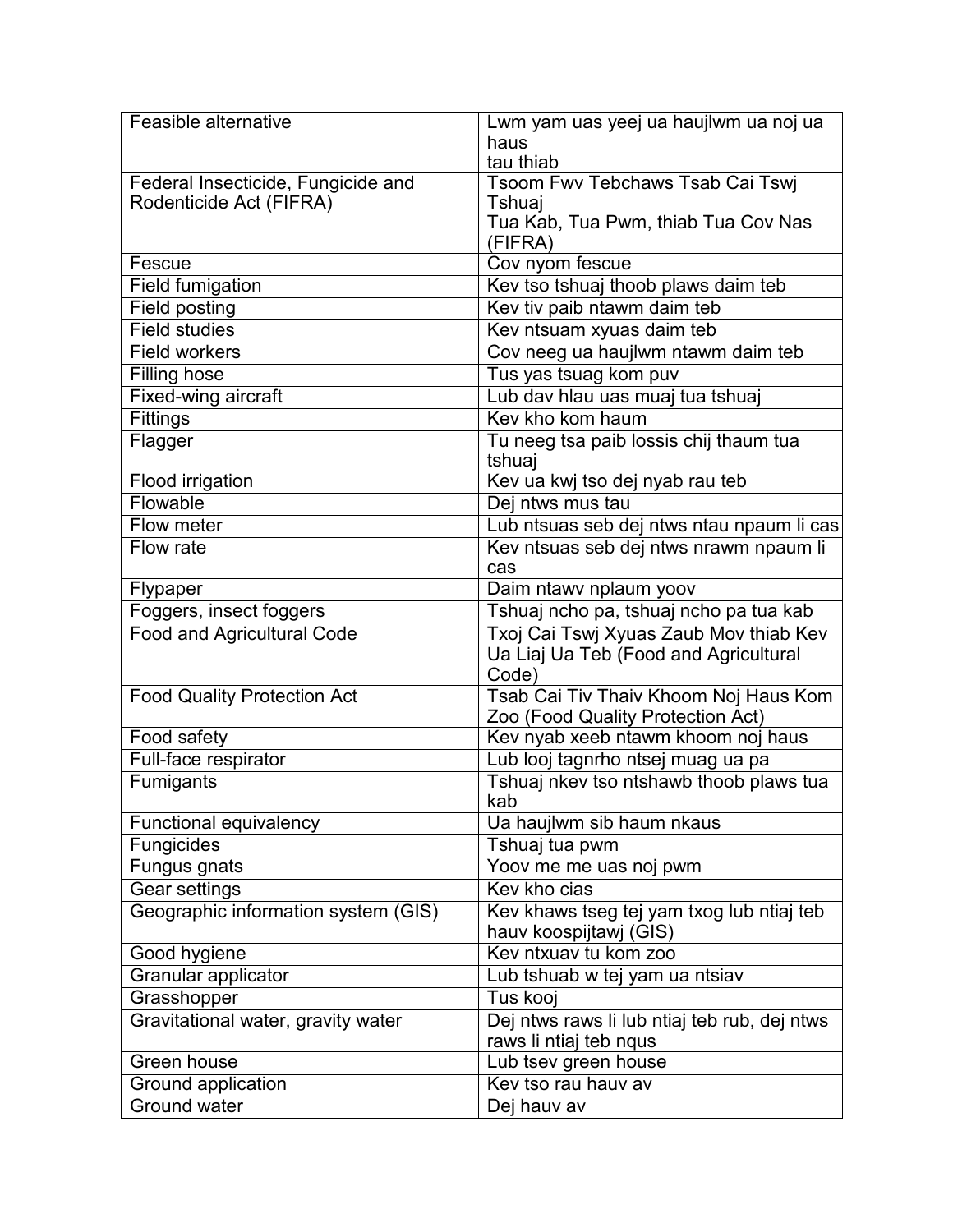| Feasible alternative | Lwm yam uas yeej ua haujlwm ua noj ua haus tau thiab |
|---|---|
| Federal Insecticide, Fungicide and Rodenticide Act (FIFRA) | Tsoom Fwv Tebchaws Tsab Cai Tswj Tshuaj Tua Kab, Tua Pwm, thiab Tua Cov Nas (FIFRA) |
| Fescue | Cov nyom fescue |
| Field fumigation | Kev tso tshuaj thoob plaws daim teb |
| Field posting | Kev tiv paib ntawm daim teb |
| Field studies | Kev ntsuam xyuas daim teb |
| Field workers | Cov neeg ua haujlwm ntawm daim teb |
| Filling hose | Tus yas tsuag kom puv |
| Fixed-wing aircraft | Lub dav hlau uas muaj tua tshuaj |
| Fittings | Kev kho kom haum |
| Flagger | Tu neeg tsa paib lossis chij thaum tua tshuaj |
| Flood irrigation | Kev ua kwj tso dej nyab rau teb |
| Flowable | Dej ntws mus tau |
| Flow meter | Lub ntsuas seb dej ntws ntau npaum li cas |
| Flow rate | Kev ntsuas seb dej ntws nrawm npaum li cas |
| Flypaper | Daim ntawv nplaum yoov |
| Foggers, insect foggers | Tshuaj ncho pa, tshuaj ncho pa tua kab |
| Food and Agricultural Code | Txoj Cai Tswj Xyuas Zaub Mov thiab Kev Ua Liaj Ua Teb (Food and Agricultural Code) |
| Food Quality Protection Act | Tsab Cai Tiv Thaiv Khoom Noj Haus Kom Zoo (Food Quality Protection Act) |
| Food safety | Kev nyab xeeb ntawm khoom noj haus |
| Full-face respirator | Lub looj tagnrho ntsej muag ua pa |
| Fumigants | Tshuaj nkev tso ntshawb thoob plaws tua kab |
| Functional equivalency | Ua haujlwm sib haum nkaus |
| Fungicides | Tshuaj tua pwm |
| Fungus gnats | Yoov me me uas noj pwm |
| Gear settings | Kev kho cias |
| Geographic information system (GIS) | Kev khaws tseg tej yam txog lub ntiaj teb hauv koospijtawj (GIS) |
| Good hygiene | Kev ntxuav tu kom zoo |
| Granular applicator | Lub tshuab w tej yam ua ntsiav |
| Grasshopper | Tus kooj |
| Gravitational water, gravity water | Dej ntws raws li lub ntiaj teb rub, dej ntws raws li ntiaj teb nqus |
| Green house | Lub tsev green house |
| Ground application | Kev tso rau hauv av |
| Ground water | Dej hauv av |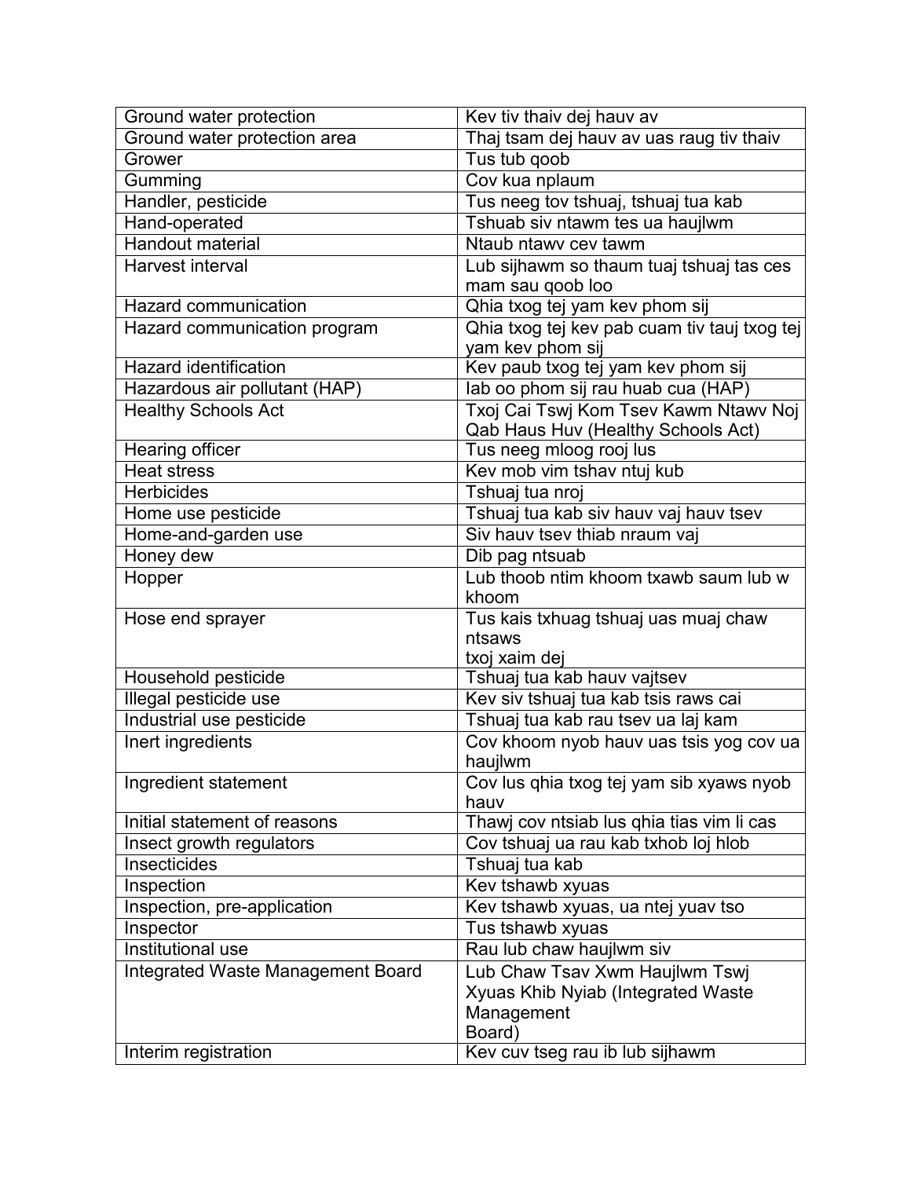| Ground water protection | Kev tiv thaiv dej hauv av |
|---|---|
| Ground water protection area | Thaj tsam dej hauv av uas raug tiv thaiv |
| Grower | Tus tub qoob |
| Gumming | Cov kua nplaum |
| Handler, pesticide | Tus neeg tov tshuaj, tshuaj tua kab |
| Hand-operated | Tshuab siv ntawm tes ua haujlwm |
| Handout material | Ntaub ntawv cev tawm |
| Harvest interval | Lub sijhawm so thaum tuaj tshuaj tas ces mam sau qoob loo |
| Hazard communication | Qhia txog tej yam kev phom sij |
| Hazard communication program | Qhia txog tej kev pab cuam tiv tauj txog tej yam kev phom sij |
| Hazard identification | Kev paub txog tej yam kev phom sij |
| Hazardous air pollutant (HAP) | Iab oo phom sij rau huab cua (HAP) |
| Healthy Schools Act | Txoj Cai Tswj Kom Tsev Kawm Ntawv Noj Qab Haus Huv (Healthy Schools Act) |
| Hearing officer | Tus neeg mloog rooj lus |
| Heat stress | Kev mob vim tshav ntuj kub |
| Herbicides | Tshuaj tua nroj |
| Home use pesticide | Tshuaj tua kab siv hauv vaj hauv tsev |
| Home-and-garden use | Siv hauv tsev thiab nraum vaj |
| Honey dew | Dib pag ntsuab |
| Hopper | Lub thoob ntim khoom txawb saum lub w khoom |
| Hose end sprayer | Tus kais txhuag tshuaj uas muaj chaw ntsaws txoj xaim dej |
| Household pesticide | Tshuaj tua kab hauv vajtsev |
| Illegal pesticide use | Kev siv tshuaj tua kab tsis raws cai |
| Industrial use pesticide | Tshuaj tua kab rau tsev ua laj kam |
| Inert ingredients | Cov khoom nyob hauv uas tsis yog cov ua haujlwm |
| Ingredient statement | Cov lus qhia txog tej yam sib xyaws nyob hauv |
| Initial statement of reasons | Thawj cov ntsiab lus qhia tias vim li cas |
| Insect growth regulators | Cov tshuaj ua rau kab txhob loj hlob |
| Insecticides | Tshuaj tua kab |
| Inspection | Kev tshawb xyuas |
| Inspection, pre-application | Kev tshawb xyuas, ua ntej yuav tso |
| Inspector | Tus tshawb xyuas |
| Institutional use | Rau lub chaw haujlwm siv |
| Integrated Waste Management Board | Lub Chaw Tsav Xwm Haujlwm Tswj Xyuas Khib Nyiab (Integrated Waste Management Board) |
| Interim registration | Kev cuv tseg rau ib lub sijhawm |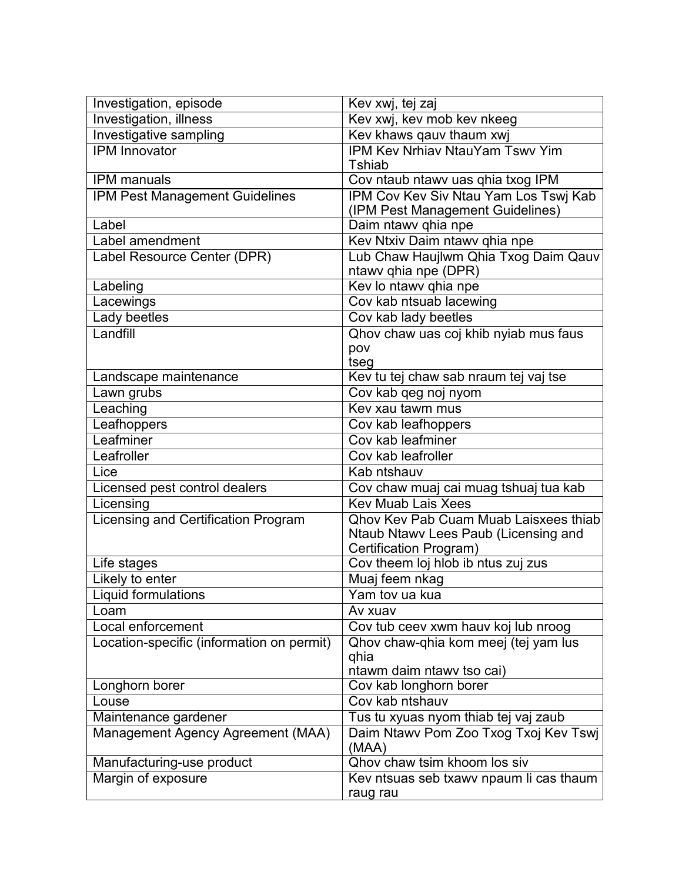| | |
|---|---|
| Investigation, episode | Kev xwj, tej zaj |
| Investigation, illness | Kev xwj, kev mob kev nkeeg |
| Investigative sampling | Kev khaws qauv thaum xwj |
| IPM Innovator | IPM Kev Nrhiav NtauYam Tswv Yim Tshiab |
| IPM manuals | Cov ntaub ntawv uas qhia txog IPM |
| IPM Pest Management Guidelines | IPM Cov Kev Siv Ntau Yam Los Tswj Kab (IPM Pest Management Guidelines) |
| Label | Daim ntawv qhia npe |
| Label amendment | Kev Ntxiv Daim ntawv qhia npe |
| Label Resource Center (DPR) | Lub Chaw Haujlwm Qhia Txog Daim Qauv ntawv qhia npe (DPR) |
| Labeling | Kev lo ntawv qhia npe |
| Lacewings | Cov kab ntsuab lacewing |
| Lady beetles | Cov kab lady beetles |
| Landfill | Qhov chaw uas coj khib nyiab mus faus pov tseg |
| Landscape maintenance | Kev tu tej chaw sab nraum tej vaj tse |
| Lawn grubs | Cov kab qeg noj nyom |
| Leaching | Kev xau tawm mus |
| Leafhoppers | Cov kab leafhoppers |
| Leafminer | Cov kab leafminer |
| Leafroller | Cov kab leafroller |
| Lice | Kab ntshauv |
| Licensed pest control dealers | Cov chaw muaj cai muag tshuaj tua kab |
| Licensing | Kev Muab Lais Xees |
| Licensing and Certification Program | Qhov Kev Pab Cuam Muab Laisxees thiab Ntaub Ntawv Lees Paub (Licensing and Certification Program) |
| Life stages | Cov theem loj hlob ib ntus zuj zus |
| Likely to enter | Muaj feem nkag |
| Liquid formulations | Yam tov ua kua |
| Loam | Av xuav |
| Local enforcement | Cov tub ceev xwm hauv koj lub nroog |
| Location-specific (information on permit) | Qhov chaw-qhia kom meej (tej yam lus qhia ntawm daim ntawv tso cai) |
| Longhorn borer | Cov kab longhorn borer |
| Louse | Cov kab ntshauv |
| Maintenance gardener | Tus tu xyuas nyom thiab tej vaj zaub |
| Management Agency Agreement (MAA) | Daim Ntawv Pom Zoo Txog Txoj Kev Tswj (MAA) |
| Manufacturing-use product | Qhov chaw tsim khoom los siv |
| Margin of exposure | Kev ntsuas seb txawv npaum li cas thaum raug rau |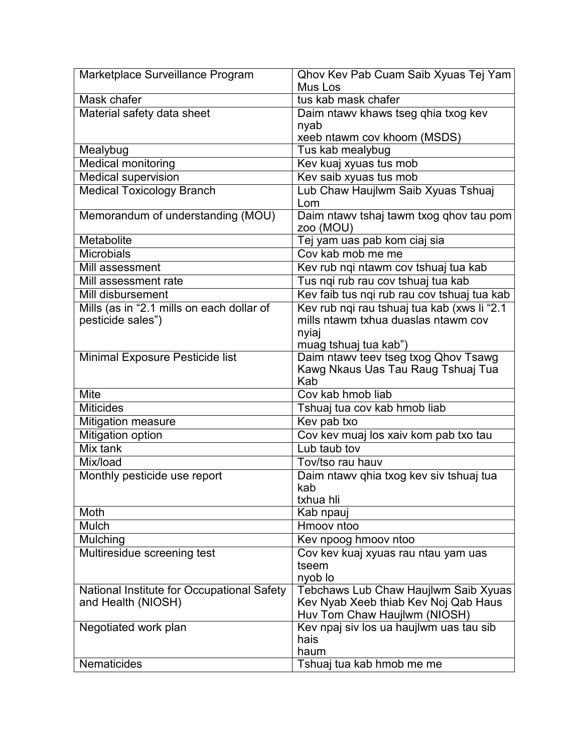| Marketplace Surveillance Program | Qhov Kev Pab Cuam Saib Xyuas Tej Yam Mus Los |
|---|---|
| Mask chafer | tus kab mask chafer |
| Material safety data sheet | Daim ntawv khaws tseg qhia txog kev nyab xeeb ntawm cov khoom (MSDS) |
| Mealybug | Tus kab mealybug |
| Medical monitoring | Kev kuaj xyuas tus mob |
| Medical supervision | Kev saib xyuas tus mob |
| Medical Toxicology Branch | Lub Chaw Haujlwm Saib Xyuas Tshuaj Lom |
| Memorandum of understanding (MOU) | Daim ntawv tshaj tawm txog qhov tau pom zoo (MOU) |
| Metabolite | Tej yam uas pab kom ciaj sia |
| Microbials | Cov kab mob me me |
| Mill assessment | Kev rub nqi ntawm cov tshuaj tua kab |
| Mill assessment rate | Tus nqi rub rau cov tshuaj tua kab |
| Mill disbursement | Kev faib tus nqi rub rau cov tshuaj tua kab |
| Mills (as in “2.1 mills on each dollar of pesticide sales”) | Kev rub nqi rau tshuaj tua kab (xws li “2.1 mills ntawm txhua duaslas ntawm cov nyiaj muag tshuaj tua kab”) |
| Minimal Exposure Pesticide list | Daim ntawv teev tseg txog Qhov Tsawg Kawg Nkaus Uas Tau Raug Tshuaj Tua Kab |
| Mite | Cov kab hmob liab |
| Miticides | Tshuaj tua cov kab hmob liab |
| Mitigation measure | Kev pab txo |
| Mitigation option | Cov kev muaj los xaiv kom pab txo tau |
| Mix tank | Lub taub tov |
| Mix/load | Tov/tso rau hauv |
| Monthly pesticide use report | Daim ntawv qhia txog kev siv tshuaj tua kab txhua hli |
| Moth | Kab npauj |
| Mulch | Hmoov ntoo |
| Mulching | Kev npoog hmoov ntoo |
| Multiresidue screening test | Cov kev kuaj xyuas rau ntau yam uas tseem nyob lo |
| National Institute for Occupational Safety and Health (NIOSH) | Tebchaws Lub Chaw Haujlwm Saib Xyuas Kev Nyab Xeeb thiab Kev Noj Qab Haus Huv Tom Chaw Haujlwm (NIOSH) |
| Negotiated work plan | Kev npaj siv los ua haujlwm uas tau sib hais haum |
| Nematicides | Tshuaj tua kab hmob me me |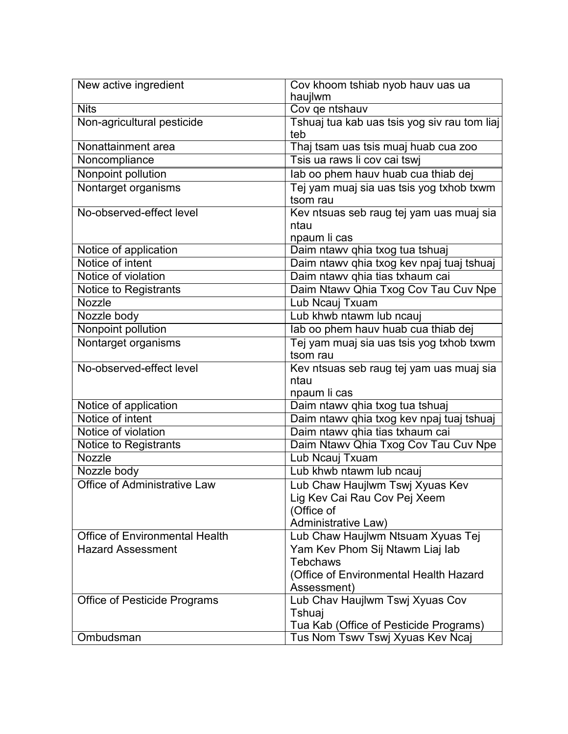| New active ingredient | Cov khoom tshiab nyob hauv uas ua haujlwm |
|---|---|
| Nits | Cov qe ntshauv |
| Non-agricultural pesticide | Tshuaj tua kab uas tsis yog siv rau tom liaj teb |
| Nonattainment area | Thaj tsam uas tsis muaj huab cua zoo |
| Noncompliance | Tsis ua raws li cov cai tswj |
| Nonpoint pollution | Iab oo phem hauv huab cua thiab dej |
| Nontarget organisms | Tej yam muaj sia uas tsis yog txhob txwm tsom rau |
| No-observed-effect level | Kev ntsuas seb raug tej yam uas muaj sia ntau npaum li cas |
| Notice of application | Daim ntawv qhia txog tua tshuaj |
| Notice of intent | Daim ntawv qhia txog kev npaj tuaj tshuaj |
| Notice of violation | Daim ntawv qhia tias txhaum cai |
| Notice to Registrants | Daim Ntawv Qhia Txog Cov Tau Cuv Npe |
| Nozzle | Lub Ncauj Txuam |
| Nozzle body | Lub khwb ntawm lub ncauj |
| Nonpoint pollution | Iab oo phem hauv huab cua thiab dej |
| Nontarget organisms | Tej yam muaj sia uas tsis yog txhob txwm tsom rau |
| No-observed-effect level | Kev ntsuas seb raug tej yam uas muaj sia ntau npaum li cas |
| Notice of application | Daim ntawv qhia txog tua tshuaj |
| Notice of intent | Daim ntawv qhia txog kev npaj tuaj tshuaj |
| Notice of violation | Daim ntawv qhia tias txhaum cai |
| Notice to Registrants | Daim Ntawv Qhia Txog Cov Tau Cuv Npe |
| Nozzle | Lub Ncauj Txuam |
| Nozzle body | Lub khwb ntawm lub ncauj |
| Office of Administrative Law | Lub Chaw Haujlwm Tswj Xyuas Kev Lig Kev Cai Rau Cov Pej Xeem (Office of Administrative Law) |
| Office of Environmental Health Hazard Assessment | Lub Chaw Haujlwm Ntsuam Xyuas Tej Yam Kev Phom Sij Ntawm Liaj Iab Tebchaws (Office of Environmental Health Hazard Assessment) |
| Office of Pesticide Programs | Lub Chav Haujlwm Tswj Xyuas Cov Tshuaj Tua Kab (Office of Pesticide Programs) |
| Ombudsman | Tus Nom Tswv Tswj Xyuas Kev Ncaj |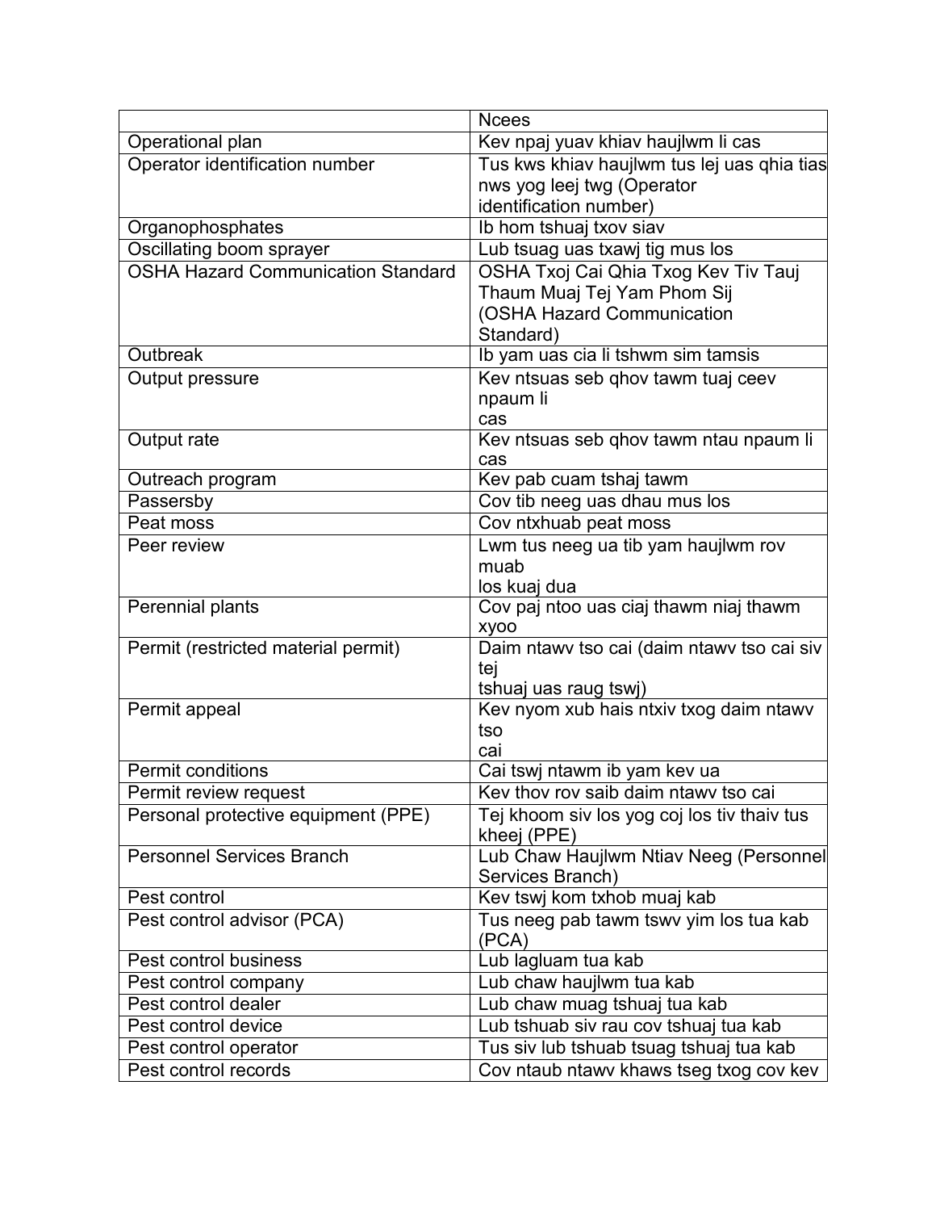| | Ncees |
|---|---|
| Operational plan | Kev npaj yuav khiav haujlwm li cas |
| Operator identification number | Tus kws khiav haujlwm tus lej uas qhia tias nws yog leej twg (Operator identification number) |
| Organophosphates | Ib hom tshuaj txov siav |
| Oscillating boom sprayer | Lub tsuag uas txawj tig mus los |
| OSHA Hazard Communication Standard | OSHA Txoj Cai Qhia Txog Kev Tiv Tauj Thaum Muaj Tej Yam Phom Sij (OSHA Hazard Communication Standard) |
| Outbreak | Ib yam uas cia li tshwm sim tamsis |
| Output pressure | Kev ntsuas seb qhov tawm tuaj ceev npaum li cas |
| Output rate | Kev ntsuas seb qhov tawm ntau npaum li cas |
| Outreach program | Kev pab cuam tshaj tawm |
| Passersby | Cov tib neeg uas dhau mus los |
| Peat moss | Cov ntxhuab peat moss |
| Peer review | Lwm tus neeg ua tib yam haujlwm rov muab los kuaj dua |
| Perennial plants | Cov paj ntoo uas ciaj thawm niaj thawm xyoo |
| Permit (restricted material permit) | Daim ntawv tso cai (daim ntawv tso cai siv tej tshuaj uas raug tswj) |
| Permit appeal | Kev nyom xub hais ntxiv txog daim ntawv tso cai |
| Permit conditions | Cai tswj ntawm ib yam kev ua |
| Permit review request | Kev thov rov saib daim ntawv tso cai |
| Personal protective equipment (PPE) | Tej khoom siv los yog coj los tiv thaiv tus kheej (PPE) |
| Personnel Services Branch | Lub Chaw Haujlwm Ntiav Neeg (Personnel Services Branch) |
| Pest control | Kev tswj kom txhob muaj kab |
| Pest control advisor (PCA) | Tus neeg pab tawm tswv yim los tua kab (PCA) |
| Pest control business | Lub lagluam tua kab |
| Pest control company | Lub chaw haujlwm tua kab |
| Pest control dealer | Lub chaw muag tshuaj tua kab |
| Pest control device | Lub tshuab siv rau cov tshuaj tua kab |
| Pest control operator | Tus siv lub tshuab tsuag tshuaj tua kab |
| Pest control records | Cov ntaub ntawv khaws tseg txog cov kev |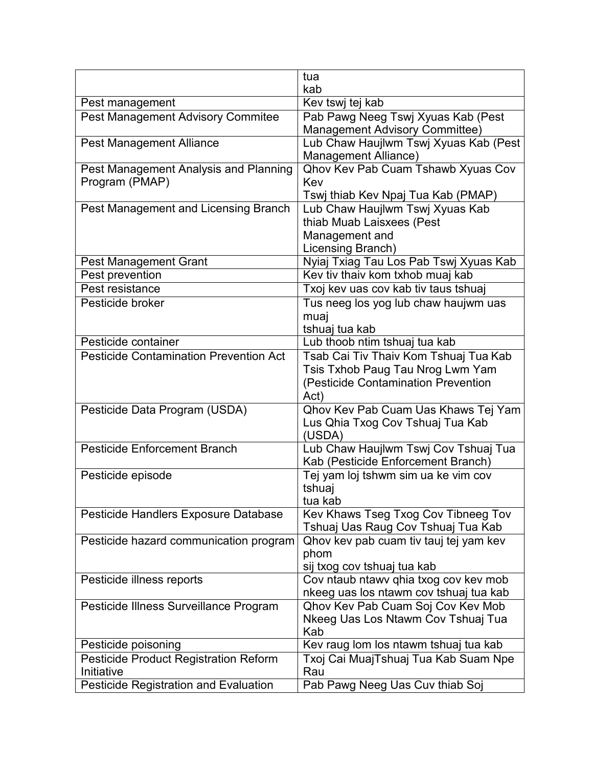| | |
|---|---|
| | tua kab |
| Pest management | Kev tswj tej kab |
| Pest Management Advisory Commitee | Pab Pawg Neeg Tswj Xyuas Kab (Pest Management Advisory Committee) |
| Pest Management Alliance | Lub Chaw Haujlwm Tswj Xyuas Kab (Pest Management Alliance) |
| Pest Management Analysis and Planning Program (PMAP) | Qhov Kev Pab Cuam Tshawb Xyuas Cov Kev Tswj thiab Kev Npaj Tua Kab (PMAP) |
| Pest Management and Licensing Branch | Lub Chaw Haujlwm Tswj Xyuas Kab thiab Muab Laisxees (Pest Management and Licensing Branch) |
| Pest Management Grant | Nyiaj Txiag Tau Los Pab Tswj Xyuas Kab |
| Pest prevention | Kev tiv thaiv kom txhob muaj kab |
| Pest resistance | Txoj kev uas cov kab tiv taus tshuaj |
| Pesticide broker | Tus neeg los yog lub chaw haujwm uas muaj tshuaj tua kab |
| Pesticide container | Lub thoob ntim tshuaj tua kab |
| Pesticide Contamination Prevention Act | Tsab Cai Tiv Thaiv Kom Tshuaj Tua Kab Tsis Txhob Paug Tau Nrog Lwm Yam (Pesticide Contamination Prevention Act) |
| Pesticide Data Program (USDA) | Qhov Kev Pab Cuam Uas Khaws Tej Yam Lus Qhia Txog Cov Tshuaj Tua Kab (USDA) |
| Pesticide Enforcement Branch | Lub Chaw Haujlwm Tswj Cov Tshuaj Tua Kab (Pesticide Enforcement Branch) |
| Pesticide episode | Tej yam loj tshwm sim ua ke vim cov tshuaj tua kab |
| Pesticide Handlers Exposure Database | Kev Khaws Tseg Txog Cov Tibneeg Tov Tshuaj Uas Raug Cov Tshuaj Tua Kab |
| Pesticide hazard communication program | Qhov kev pab cuam tiv tauj tej yam kev phom sij txog cov tshuaj tua kab |
| Pesticide illness reports | Cov ntaub ntawv qhia txog cov kev mob nkeeg uas los ntawm cov tshuaj tua kab |
| Pesticide Illness Surveillance Program | Qhov Kev Pab Cuam Soj Cov Kev Mob Nkeeg Uas Los Ntawm Cov Tshuaj Tua Kab |
| Pesticide poisoning | Kev raug lom los ntawm tshuaj tua kab |
| Pesticide Product Registration Reform Initiative | Txoj Cai MuajTshuaj Tua Kab Suam Npe Rau |
| Pesticide Registration and Evaluation | Pab Pawg Neeg Uas Cuv thiab Soj |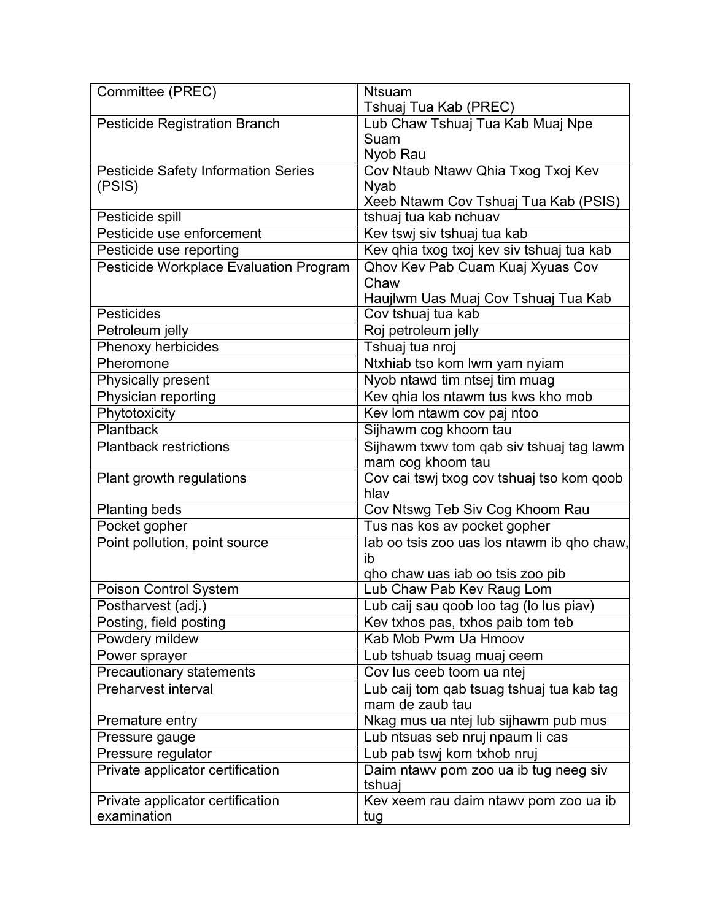| Committee (PREC) | Ntsuam Tshuaj Tua Kab (PREC) |
|---|---|
| Pesticide Registration Branch | Lub Chaw Tshuaj Tua Kab Muaj Npe Suam Nyob Rau |
| Pesticide Safety Information Series (PSIS) | Cov Ntaub Ntawv Qhia Txog Txoj Kev Nyab Xeeb Ntawm Cov Tshuaj Tua Kab (PSIS) |
| Pesticide spill | tshuaj tua kab nchuav |
| Pesticide use enforcement | Kev tswj siv tshuaj tua kab |
| Pesticide use reporting | Kev qhia txog txoj kev siv tshuaj tua kab |
| Pesticide Workplace Evaluation Program | Qhov Kev Pab Cuam Kuaj Xyuas Cov Chaw Haujlwm Uas Muaj Cov Tshuaj Tua Kab |
| Pesticides | Cov tshuaj tua kab |
| Petroleum jelly | Roj petroleum jelly |
| Phenoxy herbicides | Tshuaj tua nroj |
| Pheromone | Ntxhiab tso kom lwm yam nyiam |
| Physically present | Nyob ntawd tim ntsej tim muag |
| Physician reporting | Kev qhia los ntawm tus kws kho mob |
| Phytotoxicity | Kev lom ntawm cov paj ntoo |
| Plantback | Sijhawm cog khoom tau |
| Plantback restrictions | Sijhawm txwv tom qab siv tshuaj tag lawm mam cog khoom tau |
| Plant growth regulations | Cov cai tswj txog cov tshuaj tso kom qoob hlav |
| Planting beds | Cov Ntswg Teb Siv Cog Khoom Rau |
| Pocket gopher | Tus nas kos av pocket gopher |
| Point pollution, point source | Iab oo tsis zoo uas los ntawm ib qho chaw, ib qho chaw uas iab oo tsis zoo pib |
| Poison Control System | Lub Chaw Pab Kev Raug Lom |
| Postharvest (adj.) | Lub caij sau qoob loo tag (lo lus piav) |
| Posting, field posting | Kev txhos pas, txhos paib tom teb |
| Powdery mildew | Kab Mob Pwm Ua Hmoov |
| Power sprayer | Lub tshuab tsuag muaj ceem |
| Precautionary statements | Cov lus ceeb toom ua ntej |
| Preharvest interval | Lub caij tom qab tsuag tshuaj tua kab tag mam de zaub tau |
| Premature entry | Nkag mus ua ntej lub sijhawm pub mus |
| Pressure gauge | Lub ntsuas seb nruj npaum li cas |
| Pressure regulator | Lub pab tswj kom txhob nruj |
| Private applicator certification | Daim ntawv pom zoo ua ib tug neeg siv tshuaj |
| Private applicator certification examination | Kev xeem rau daim ntawv pom zoo ua ib tug |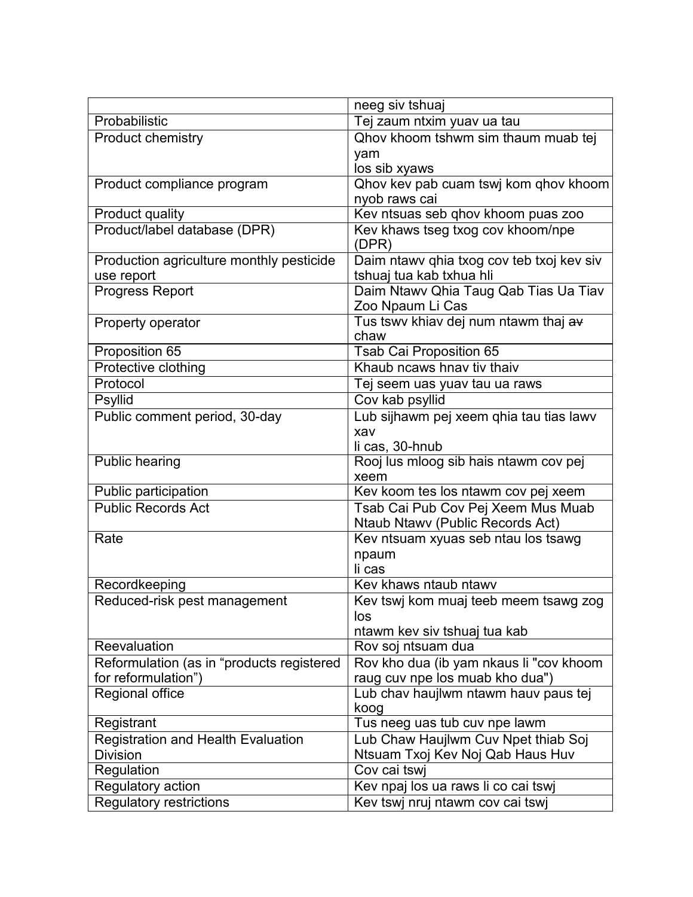| | |
|---|---|
| | neeg siv tshuaj |
| Probabilistic | Tej zaum ntxim yuav ua tau |
| Product chemistry | Qhov khoom tshwm sim thaum muab tej yam los sib xyaws |
| Product compliance program | Qhov kev pab cuam tswj kom qhov khoom nyob raws cai |
| Product quality | Kev ntsuas seb qhov khoom puas zoo |
| Product/label database (DPR) | Kev khaws tseg txog cov khoom/npe (DPR) |
| Production agriculture monthly pesticide use report | Daim ntawv qhia txog cov teb txoj kev siv tshuaj tua kab txhua hli |
| Progress Report | Daim Ntawv Qhia Taug Qab Tias Ua Tiav Zoo Npaum Li Cas |
| Property operator | Tus tswv khiav dej num ntawm thaj ~~av~~ chaw |
| Proposition 65 | Tsab Cai Proposition 65 |
| Protective clothing | Khaub ncaws hnav tiv thaiv |
| Protocol | Tej seem uas yuav tau ua raws |
| Psyllid | Cov kab psyllid |
| Public comment period, 30-day | Lub sijhawm pej xeem qhia tau tias lawv xav li cas, 30-hnub |
| Public hearing | Rooj lus mloog sib hais ntawm cov pej xeem |
| Public participation | Kev koom tes los ntawm cov pej xeem |
| Public Records Act | Tsab Cai Pub Cov Pej Xeem Mus Muab Ntaub Ntawv (Public Records Act) |
| Rate | Kev ntsuam xyuas seb ntau los tsawg npaum li cas |
| Recordkeeping | Kev khaws ntaub ntawv |
| Reduced-risk pest management | Kev tswj kom muaj teeb meem tsawg zog los ntawm kev siv tshuaj tua kab |
| Reevaluation | Rov soj ntsuam dua |
| Reformulation (as in "products registered for reformulation") | Rov kho dua (ib yam nkaus li "cov khoom raug cuv npe los muab kho dua") |
| Regional office | Lub chav haujlwm ntawm hauv paus tej koog |
| Registrant | Tus neeg uas tub cuv npe lawm |
| Registration and Health Evaluation Division | Lub Chaw Haujlwm Cuv Npet thiab Soj Ntsuam Txoj Kev Noj Qab Haus Huv |
| Regulation | Cov cai tswj |
| Regulatory action | Kev npaj los ua raws li co cai tswj |
| Regulatory restrictions | Kev tswj nruj ntawm cov cai tswj |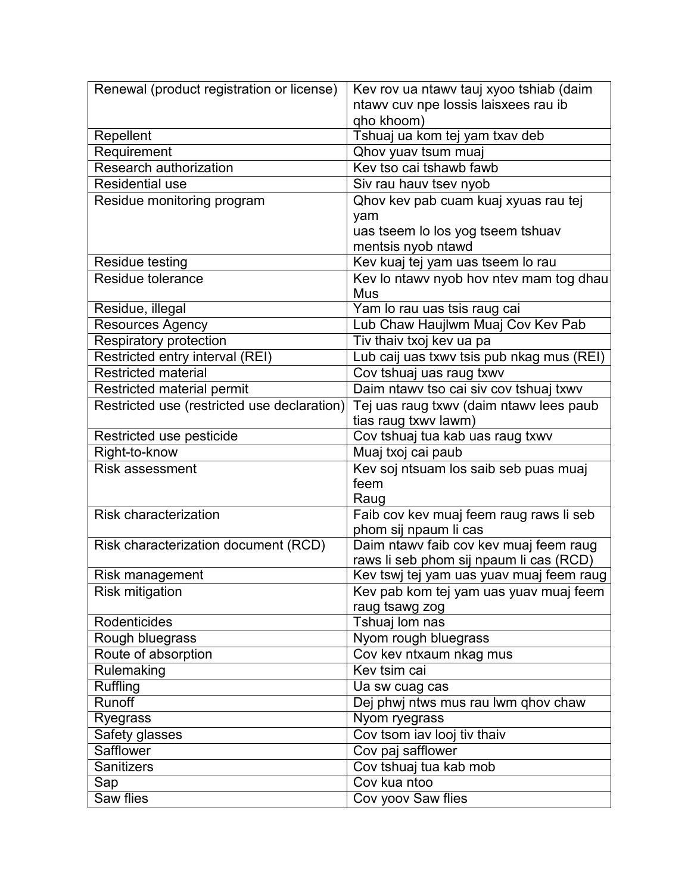| Renewal (product registration or license) | Kev rov ua ntawv tauj xyoo tshiab (daim ntawv cuv npe lossis laisxees rau ib qho khoom) |
|---|---|
| Repellent | Tshuaj ua kom tej yam txav deb |
| Requirement | Qhov yuav tsum muaj |
| Research authorization | Kev tso cai tshawb fawb |
| Residential use | Siv rau hauv tsev nyob |
| Residue monitoring program | Qhov kev pab cuam kuaj xyuas rau tej yam uas tseem lo los yog tseem tshuav mentsis nyob ntawd |
| Residue testing | Kev kuaj tej yam uas tseem lo rau |
| Residue tolerance | Kev lo ntawv nyob hov ntev mam tog dhau Mus |
| Residue, illegal | Yam lo rau uas tsis raug cai |
| Resources Agency | Lub Chaw Haujlwm Muaj Cov Kev Pab |
| Respiratory protection | Tiv thaiv txoj kev ua pa |
| Restricted entry interval (REI) | Lub caij uas txwv tsis pub nkag mus (REI) |
| Restricted material | Cov tshuaj uas raug txwv |
| Restricted material permit | Daim ntawv tso cai siv cov tshuaj txwv |
| Restricted use (restricted use declaration) | Tej uas raug txwv (daim ntawv lees paub tias raug txwv lawm) |
| Restricted use pesticide | Cov tshuaj tua kab uas raug txwv |
| Right-to-know | Muaj txoj cai paub |
| Risk assessment | Kev soj ntsuam los saib seb puas muaj feem Raug |
| Risk characterization | Faib cov kev muaj feem raug raws li seb phom sij npaum li cas |
| Risk characterization document (RCD) | Daim ntawv faib cov kev muaj feem raug raws li seb phom sij npaum li cas (RCD) |
| Risk management | Kev tswj tej yam uas yuav muaj feem raug |
| Risk mitigation | Kev pab kom tej yam uas yuav muaj feem raug tsawg zog |
| Rodenticides | Tshuaj lom nas |
| Rough bluegrass | Nyom rough bluegrass |
| Route of absorption | Cov kev ntxaum nkag mus |
| Rulemaking | Kev tsim cai |
| Ruffling | Ua sw cuag cas |
| Runoff | Dej phwj ntws mus rau lwm qhov chaw |
| Ryegrass | Nyom ryegrass |
| Safety glasses | Cov tsom iav looj tiv thaiv |
| Safflower | Cov paj safflower |
| Sanitizers | Cov tshuaj tua kab mob |
| Sap | Cov kua ntoo |
| Saw flies | Cov yoov Saw flies |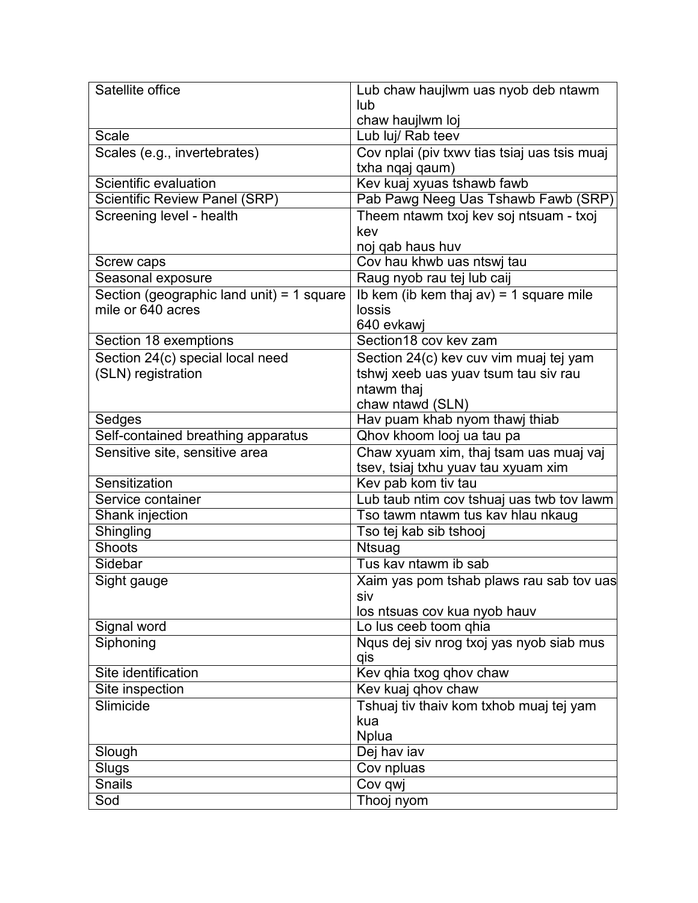| Satellite office | Lub chaw haujlwm uas nyob deb ntawm lub chaw haujlwm loj |
|---|---|
| Scale | Lub luj/ Rab teev |
| Scales (e.g., invertebrates) | Cov nplai (piv txwv tias tsiaj uas tsis muaj txha nqaj qaum) |
| Scientific evaluation | Kev kuaj xyuas tshawb fawb |
| Scientific Review Panel (SRP) | Pab Pawg Neeg Uas Tshawb Fawb (SRP) |
| Screening level - health | Theem ntawm txoj kev soj ntsuam - txoj kev noj qab haus huv |
| Screw caps | Cov hau khwb uas ntswj tau |
| Seasonal exposure | Raug nyob rau tej lub caij |
| Section (geographic land unit) = 1 square mile or 640 acres | Ib kem (ib kem thaj av) = 1 square mile lossis 640 evkawj |
| Section 18 exemptions | Section18 cov kev zam |
| Section 24(c) special local need (SLN) registration | Section 24(c) kev cuv vim muaj tej yam tshwj xeeb uas yuav tsum tau siv rau ntawm thaj chaw ntawd (SLN) |
| Sedges | Hav puam khab nyom thawj thiab |
| Self-contained breathing apparatus | Qhov khoom looj ua tau pa |
| Sensitive site, sensitive area | Chaw xyuam xim, thaj tsam uas muaj vaj tsev, tsiaj txhu yuav tau xyuam xim |
| Sensitization | Kev pab kom tiv tau |
| Service container | Lub taub ntim cov tshuaj uas twb tov lawm |
| Shank injection | Tso tawm ntawm tus kav hlau nkaug |
| Shingling | Tso tej kab sib tshooj |
| Shoots | Ntsuag |
| Sidebar | Tus kav ntawm ib sab |
| Sight gauge | Xaim yas pom tshab plaws rau sab tov uas siv los ntsuas cov kua nyob hauv |
| Signal word | Lo lus ceeb toom qhia |
| Siphoning | Nqus dej siv nrog txoj yas nyob siab mus qis |
| Site identification | Kev qhia txog qhov chaw |
| Site inspection | Kev kuaj qhov chaw |
| Slimicide | Tshuaj tiv thaiv kom txhob muaj tej yam kua Nplua |
| Slough | Dej hav iav |
| Slugs | Cov npluas |
| Snails | Cov qwj |
| Sod | Thooj nyom |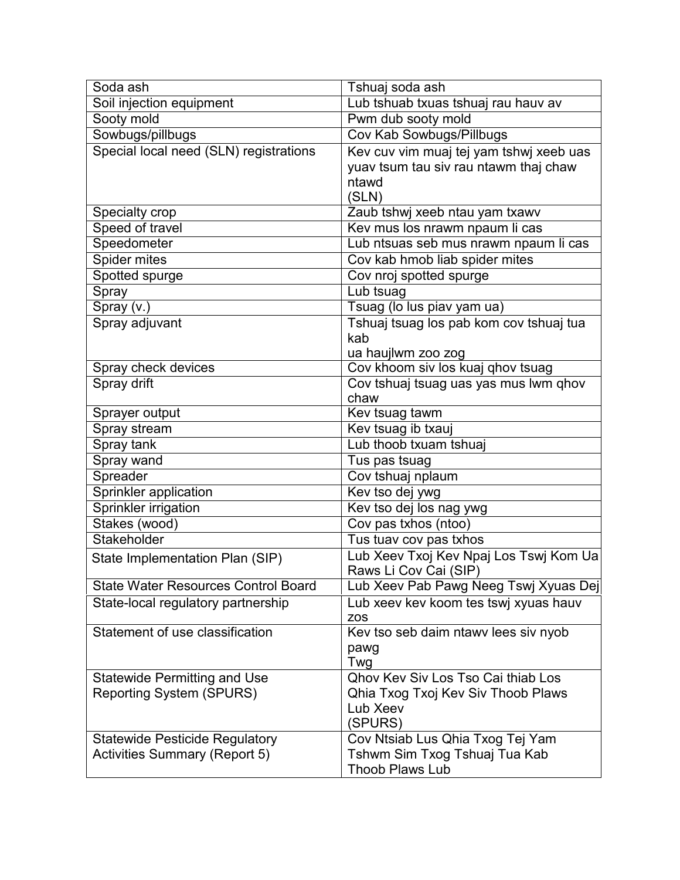| Soda ash | Tshuaj soda ash |
|---|---|
| Soil injection equipment | Lub tshuab txuas tshuaj rau hauv av |
| Sooty mold | Pwm dub sooty mold |
| Sowbugs/pillbugs | Cov Kab Sowbugs/Pillbugs |
| Special local need (SLN) registrations | Kev cuv vim muaj tej yam tshwj xeeb uas yuav tsum tau siv rau ntawm thaj chaw ntawd (SLN) |
| Specialty crop | Zaub tshwj xeeb ntau yam txawv |
| Speed of travel | Kev mus los nrawm npaum li cas |
| Speedometer | Lub ntsuas seb mus nrawm npaum li cas |
| Spider mites | Cov kab hmob liab spider mites |
| Spotted spurge | Cov nroj spotted spurge |
| Spray | Lub tsuag |
| Spray (v.) | Tsuag (lo lus piav yam ua) |
| Spray adjuvant | Tshuaj tsuag los pab kom cov tshuaj tua kab ua haujlwm zoo zog |
| Spray check devices | Cov khoom siv los kuaj qhov tsuag |
| Spray drift | Cov tshuaj tsuag uas yas mus lwm qhov chaw |
| Sprayer output | Kev tsuag tawm |
| Spray stream | Kev tsuag ib txauj |
| Spray tank | Lub thoob txuam tshuaj |
| Spray wand | Tus pas tsuag |
| Spreader | Cov tshuaj nplaum |
| Sprinkler application | Kev tso dej ywg |
| Sprinkler irrigation | Kev tso dej los nag ywg |
| Stakes (wood) | Cov pas txhos (ntoo) |
| Stakeholder | Tus tuav cov pas txhos |
| State Implementation Plan (SIP) | Lub Xeev Txoj Kev Npaj Los Tswj Kom Ua Raws Li Cov Cai (SIP) |
| State Water Resources Control Board | Lub Xeev Pab Pawg Neeg Tswj Xyuas Dej |
| State-local regulatory partnership | Lub xeev kev koom tes tswj xyuas hauv zos |
| Statement of use classification | Kev tso seb daim ntawv lees siv nyob pawg Twg |
| Statewide Permitting and Use Reporting System (SPURS) | Qhov Kev Siv Los Tso Cai thiab Los Qhia Txog Txoj Kev Siv Thoob Plaws Lub Xeev (SPURS) |
| Statewide Pesticide Regulatory Activities Summary (Report 5) | Cov Ntsiab Lus Qhia Txog Tej Yam Tshwm Sim Txog Tshuaj Tua Kab Thoob Plaws Lub |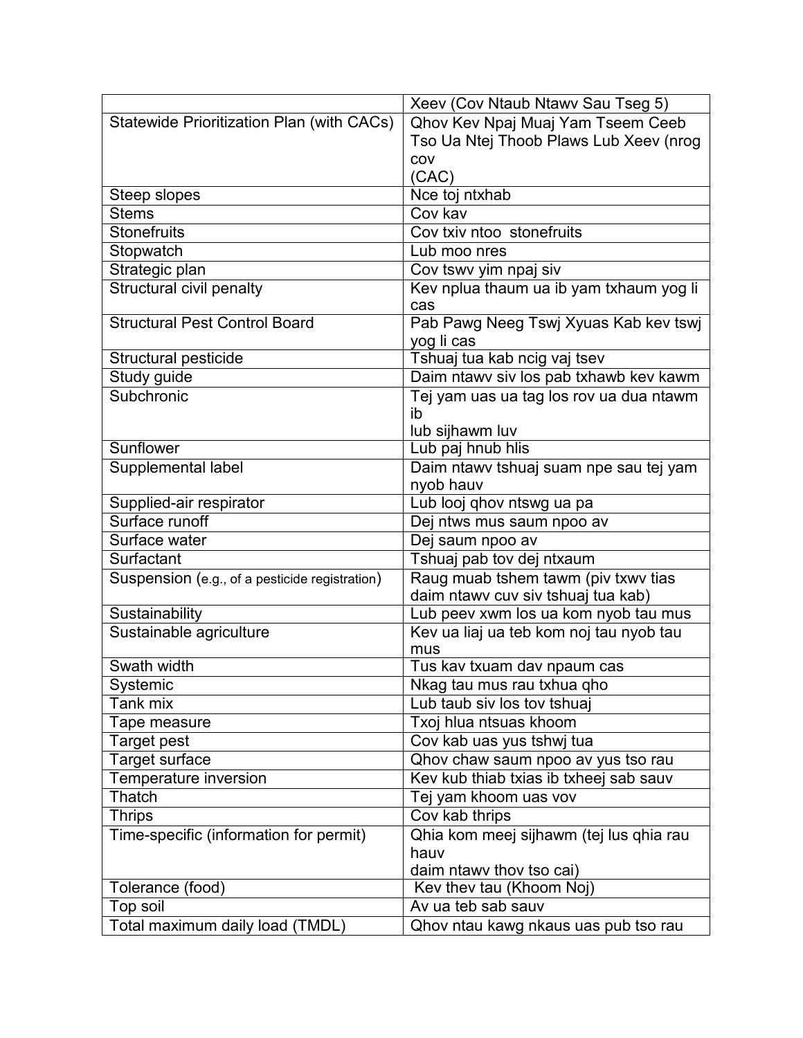| | Xeev (Cov Ntaub Ntawv Sau Tseg 5) |
|---|---|
| Statewide Prioritization Plan (with CACs) | Qhov Kev Npaj Muaj Yam Tseem Ceeb Tso Ua Ntej Thoob Plaws Lub Xeev (nrog cov (CAC) |
| Steep slopes | Nce toj ntxhab |
| Stems | Cov kav |
| Stonefruits | Cov txiv ntoo stonefruits |
| Stopwatch | Lub moo nres |
| Strategic plan | Cov tswv yim npaj siv |
| Structural civil penalty | Kev nplua thaum ua ib yam txhaum yog li cas |
| Structural Pest Control Board | Pab Pawg Neeg Tswj Xyuas Kab kev tswj yog li cas |
| Structural pesticide | Tshuaj tua kab ncig vaj tsev |
| Study guide | Daim ntawv siv los pab txhawb kev kawm |
| Subchronic | Tej yam uas ua tag los rov ua dua ntawm ib lub sijhawm luv |
| Sunflower | Lub paj hnub hlis |
| Supplemental label | Daim ntawv tshuaj suam npe sau tej yam nyob hauv |
| Supplied-air respirator | Lub looj qhov ntswg ua pa |
| Surface runoff | Dej ntws mus saum npoo av |
| Surface water | Dej saum npoo av |
| Surfactant | Tshuaj pab tov dej ntxaum |
| Suspension (e.g., of a pesticide registration) | Raug muab tshem tawm (piv txwv tias daim ntawv cuv siv tshuaj tua kab) |
| Sustainability | Lub peev xwm los ua kom nyob tau mus |
| Sustainable agriculture | Kev ua liaj ua teb kom noj tau nyob tau mus |
| Swath width | Tus kav txuam dav npaum cas |
| Systemic | Nkag tau mus rau txhua qho |
| Tank mix | Lub taub siv los tov tshuaj |
| Tape measure | Txoj hlua ntsuas khoom |
| Target pest | Cov kab uas yus tshwj tua |
| Target surface | Qhov chaw saum npoo av yus tso rau |
| Temperature inversion | Kev kub thiab txias ib txheej sab sauv |
| Thatch | Tej yam khoom uas vov |
| Thrips | Cov kab thrips |
| Time-specific (information for permit) | Qhia kom meej sijhawm (tej lus qhia rau hauv daim ntawv thov tso cai) |
| Tolerance (food) | Kev thev tau (Khoom Noj) |
| Top soil | Av ua teb sab sauv |
| Total maximum daily load (TMDL) | Qhov ntau kawg nkaus uas pub tso rau |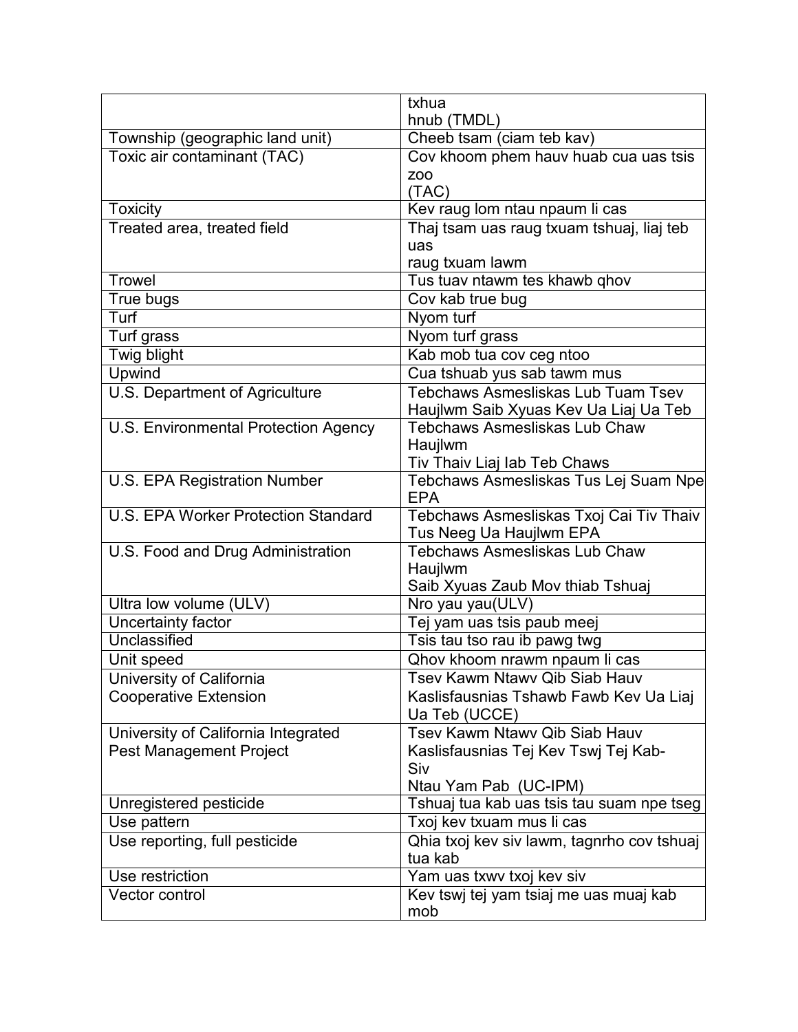| | |
|---|---|
| | txhua hnub (TMDL) |
| Township (geographic land unit) | Cheeb tsam (ciam teb kav) |
| Toxic air contaminant (TAC) | Cov khoom phem hauv huab cua uas tsis zoo (TAC) |
| Toxicity | Kev raug lom ntau npaum li cas |
| Treated area, treated field | Thaj tsam uas raug txuam tshuaj, liaj teb uas raug txuam lawm |
| Trowel | Tus tuav ntawm tes khawb qhov |
| True bugs | Cov kab true bug |
| Turf | Nyom turf |
| Turf grass | Nyom turf grass |
| Twig blight | Kab mob tua cov ceg ntoo |
| Upwind | Cua tshuab yus sab tawm mus |
| U.S. Department of Agriculture | Tebchaws Asmesliskas Lub Tuam Tsev Haujlwm Saib Xyuas Kev Ua Liaj Ua Teb |
| U.S. Environmental Protection Agency | Tebchaws Asmesliskas Lub Chaw Haujlwm Tiv Thaiv Liaj Iab Teb Chaws |
| U.S. EPA Registration Number | Tebchaws Asmesliskas Tus Lej Suam Npe EPA |
| U.S. EPA Worker Protection Standard | Tebchaws Asmesliskas Txoj Cai Tiv Thaiv Tus Neeg Ua Haujlwm EPA |
| U.S. Food and Drug Administration | Tebchaws Asmesliskas Lub Chaw Haujlwm Saib Xyuas Zaub Mov thiab Tshuaj |
| Ultra low volume (ULV) | Nro yau yau(ULV) |
| Uncertainty factor | Tej yam uas tsis paub meej |
| Unclassified | Tsis tau tso rau ib pawg twg |
| Unit speed | Qhov khoom nrawm npaum li cas |
| University of California Cooperative Extension | Tsev Kawm Ntawv Qib Siab Hauv Kaslisfausnias Tshawb Fawb Kev Ua Liaj Ua Teb (UCCE) |
| University of California Integrated Pest Management Project | Tsev Kawm Ntawv Qib Siab Hauv Kaslisfausnias Tej Kev Tswj Tej Kab-Siv Ntau Yam Pab (UC-IPM) |
| Unregistered pesticide | Tshuaj tua kab uas tsis tau suam npe tseg |
| Use pattern | Txoj kev txuam mus li cas |
| Use reporting, full pesticide | Qhia txoj kev siv lawm, tagnrho cov tshuaj tua kab |
| Use restriction | Yam uas txwv txoj kev siv |
| Vector control | Kev tswj tej yam tsiaj me uas muaj kab mob |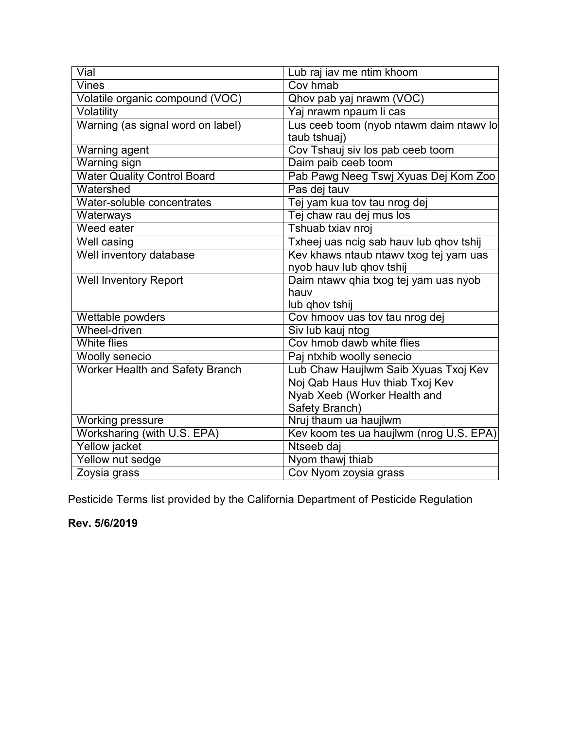| | |
|---|---|
| Vial | Lub raj iav me ntim khoom |
| Vines | Cov hmab |
| Volatile organic compound (VOC) | Qhov pab yaj nrawm (VOC) |
| Volatility | Yaj nrawm npaum li cas |
| Warning (as signal word on label) | Lus ceeb toom (nyob ntawm daim ntawv lo taub tshuaj) |
| Warning agent | Cov Tshauj siv los pab ceeb toom |
| Warning sign | Daim paib ceeb toom |
| Water Quality Control Board | Pab Pawg Neeg Tswj Xyuas Dej Kom Zoo |
| Watershed | Pas dej tauv |
| Water-soluble concentrates | Tej yam kua tov tau nrog dej |
| Waterways | Tej chaw rau dej mus los |
| Weed eater | Tshuab txiav nroj |
| Well casing | Txheej uas ncig sab hauv lub qhov tshij |
| Well inventory database | Kev khaws ntaub ntawv txog tej yam uas nyob hauv lub qhov tshij |
| Well Inventory Report | Daim ntawv qhia txog tej yam uas nyob hauv lub qhov tshij |
| Wettable powders | Cov hmoov uas tov tau nrog dej |
| Wheel-driven | Siv lub kauj ntog |
| White flies | Cov hmob dawb white flies |
| Woolly senecio | Paj ntxhib woolly senecio |
| Worker Health and Safety Branch | Lub Chaw Haujlwm Saib Xyuas Txoj Kev Noj Qab Haus Huv thiab Txoj Kev Nyab Xeeb (Worker Health and Safety Branch) |
| Working pressure | Nruj thaum ua haujlwm |
| Worksharing (with U.S. EPA) | Kev koom tes ua haujlwm (nrog U.S. EPA) |
| Yellow jacket | Ntseeb daj |
| Yellow nut sedge | Nyom thawj thiab |
| Zoysia grass | Cov Nyom zoysia grass |

Pesticide Terms list provided by the California Department of Pesticide Regulation

**Rev. 5/6/2019**